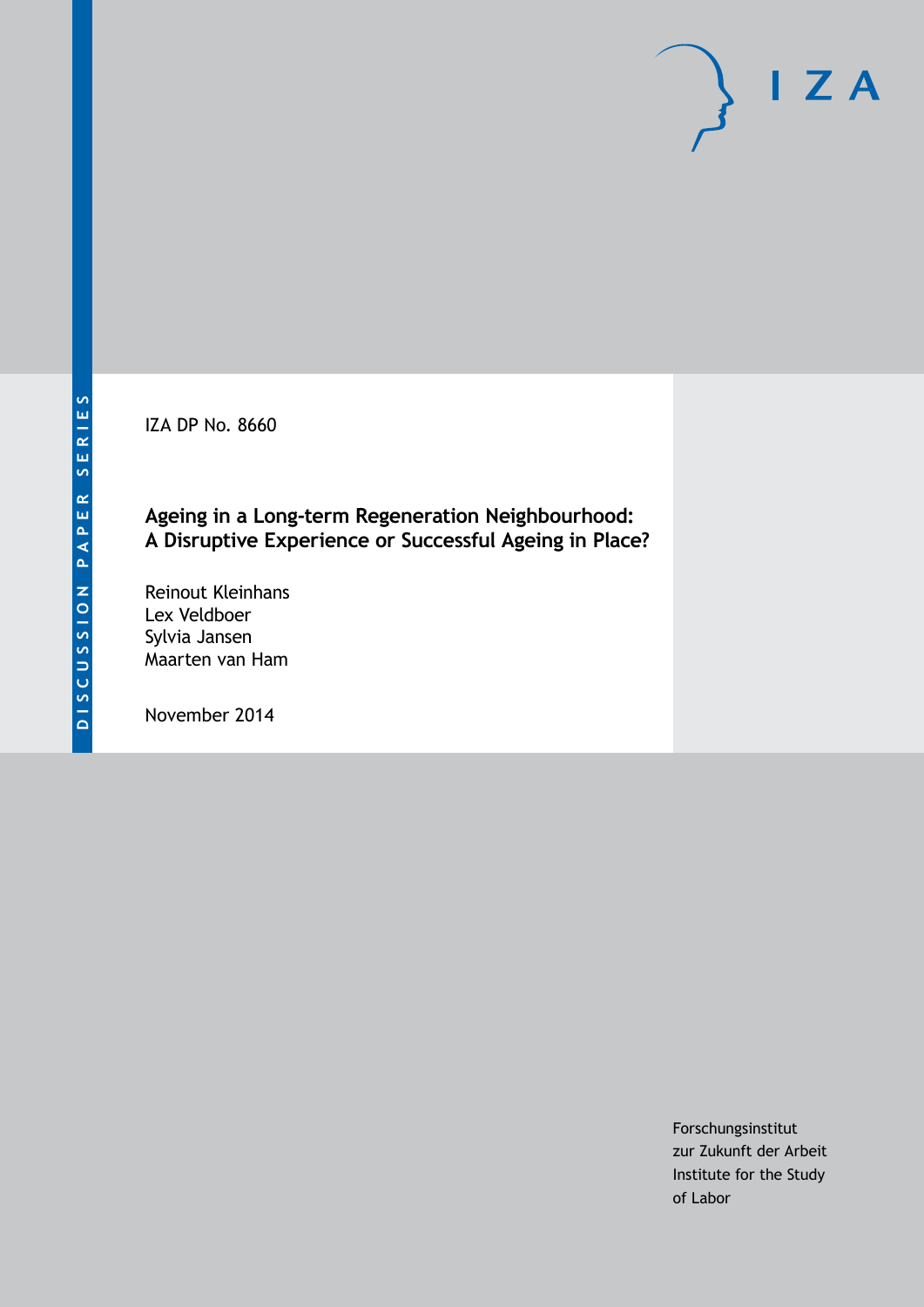DISCUSSION PAPER SERIES

IZA

IZA DP No. 8660

# Ageing in a Long-term Regeneration Neighbourhood: A Disruptive Experience or Successful Ageing in Place?

Reinout Kleinhans
Lex Veldboer
Sylvia Jansen
Maarten van Ham

November 2014

Forschungsinstitut
zur Zukunft der Arbeit
Institute for the Study
of Labor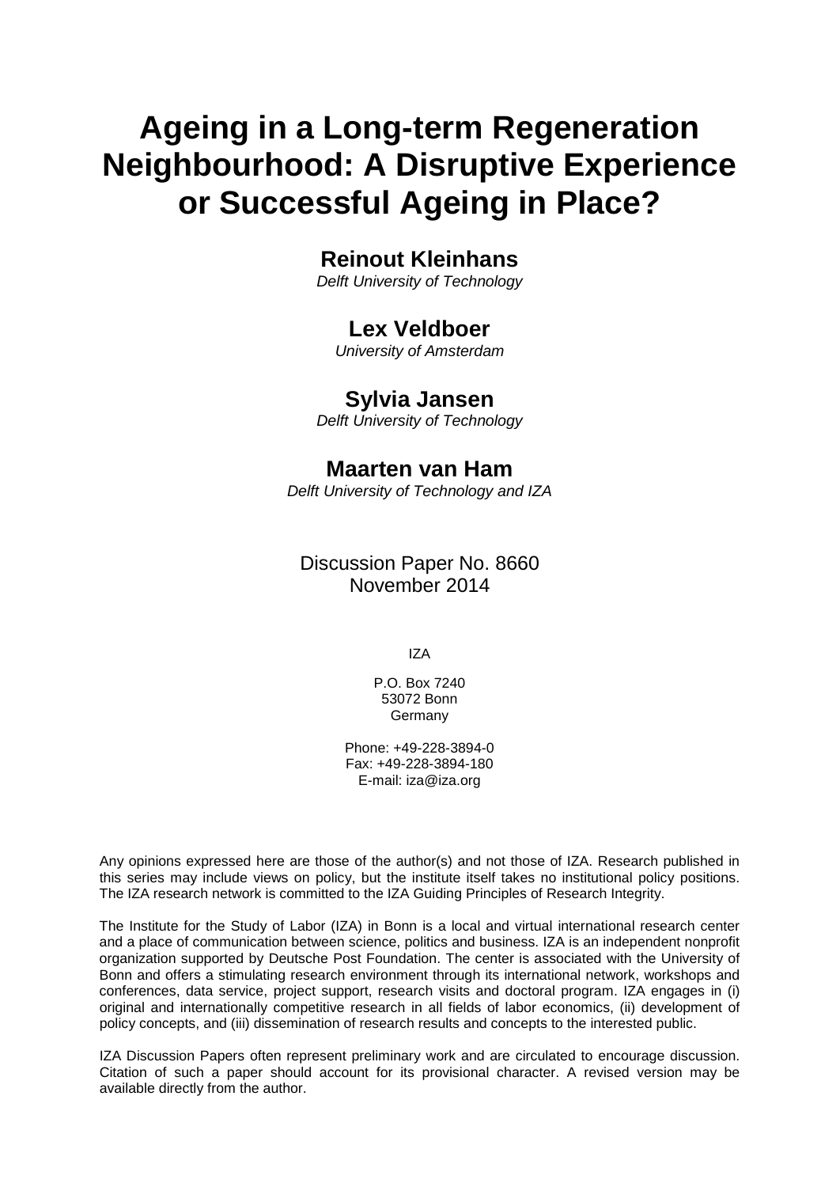# Ageing in a Long-term Regeneration Neighbourhood: A Disruptive Experience or Successful Ageing in Place?

## Reinout Kleinhans

*Delft University of Technology*

## Lex Veldboer

*University of Amsterdam*

## Sylvia Jansen

*Delft University of Technology*

## Maarten van Ham

*Delft University of Technology and IZA*

Discussion Paper No. 8660
November 2014

IZA

P.O. Box 7240
53072 Bonn
Germany

Phone: +49-228-3894-0
Fax: +49-228-3894-180
E-mail: iza@iza.org

Any opinions expressed here are those of the author(s) and not those of IZA. Research published in this series may include views on policy, but the institute itself takes no institutional policy positions. The IZA research network is committed to the IZA Guiding Principles of Research Integrity.

The Institute for the Study of Labor (IZA) in Bonn is a local and virtual international research center and a place of communication between science, politics and business. IZA is an independent nonprofit organization supported by Deutsche Post Foundation. The center is associated with the University of Bonn and offers a stimulating research environment through its international network, workshops and conferences, data service, project support, research visits and doctoral program. IZA engages in (i) original and internationally competitive research in all fields of labor economics, (ii) development of policy concepts, and (iii) dissemination of research results and concepts to the interested public.

IZA Discussion Papers often represent preliminary work and are circulated to encourage discussion. Citation of such a paper should account for its provisional character. A revised version may be available directly from the author.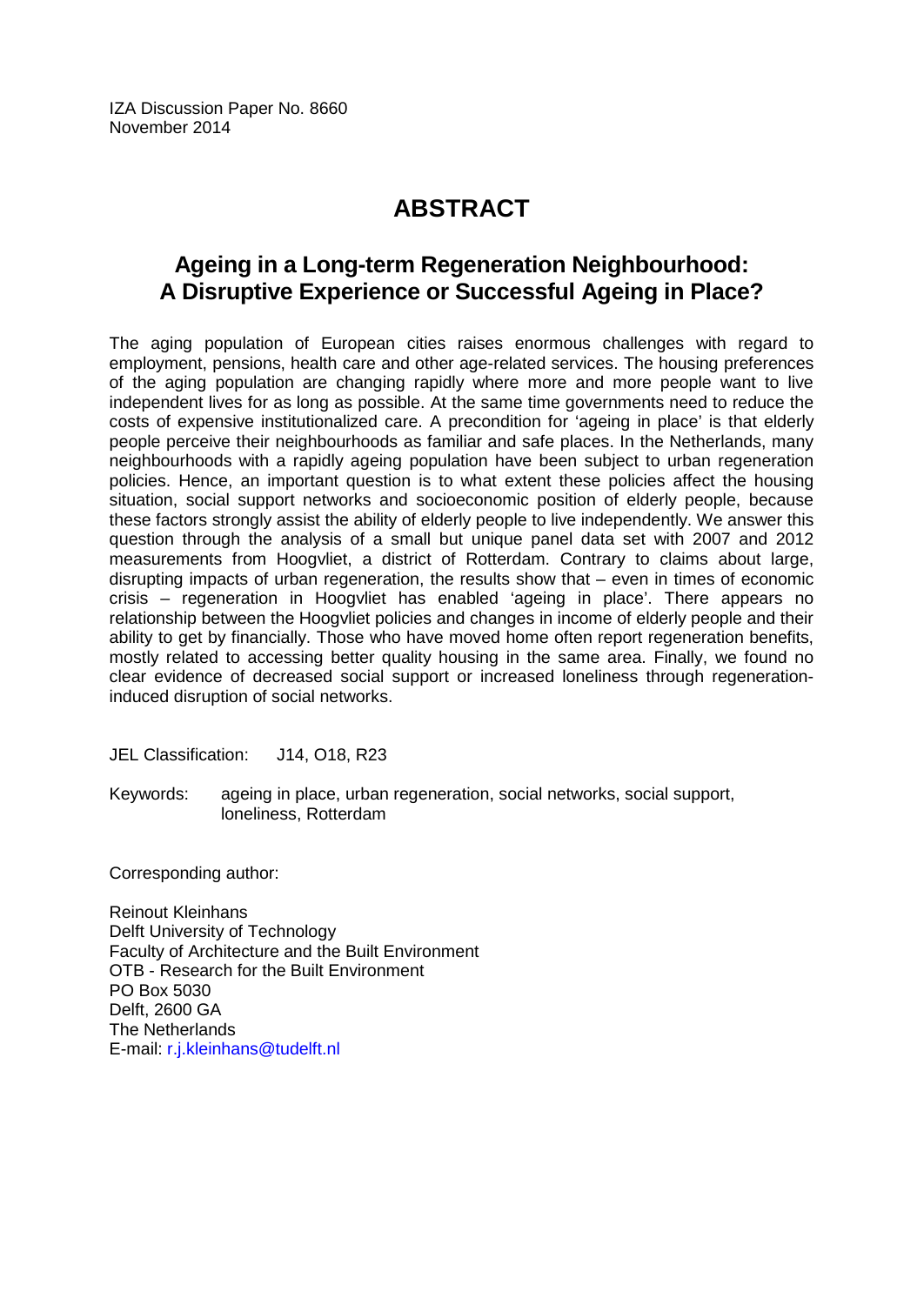IZA Discussion Paper No. 8660
November 2014

# ABSTRACT

## Ageing in a Long-term Regeneration Neighbourhood: A Disruptive Experience or Successful Ageing in Place?

The aging population of European cities raises enormous challenges with regard to employment, pensions, health care and other age-related services. The housing preferences of the aging population are changing rapidly where more and more people want to live independent lives for as long as possible. At the same time governments need to reduce the costs of expensive institutionalized care. A precondition for 'ageing in place' is that elderly people perceive their neighbourhoods as familiar and safe places. In the Netherlands, many neighbourhoods with a rapidly ageing population have been subject to urban regeneration policies. Hence, an important question is to what extent these policies affect the housing situation, social support networks and socioeconomic position of elderly people, because these factors strongly assist the ability of elderly people to live independently. We answer this question through the analysis of a small but unique panel data set with 2007 and 2012 measurements from Hoogvliet, a district of Rotterdam. Contrary to claims about large, disrupting impacts of urban regeneration, the results show that – even in times of economic crisis – regeneration in Hoogvliet has enabled 'ageing in place'. There appears no relationship between the Hoogvliet policies and changes in income of elderly people and their ability to get by financially. Those who have moved home often report regeneration benefits, mostly related to accessing better quality housing in the same area. Finally, we found no clear evidence of decreased social support or increased loneliness through regeneration-induced disruption of social networks.

JEL Classification: J14, O18, R23

Keywords: ageing in place, urban regeneration, social networks, social support, loneliness, Rotterdam

Corresponding author:

Reinout Kleinhans
Delft University of Technology
Faculty of Architecture and the Built Environment
OTB - Research for the Built Environment
PO Box 5030
Delft, 2600 GA
The Netherlands
E-mail: r.j.kleinhans@tudelft.nl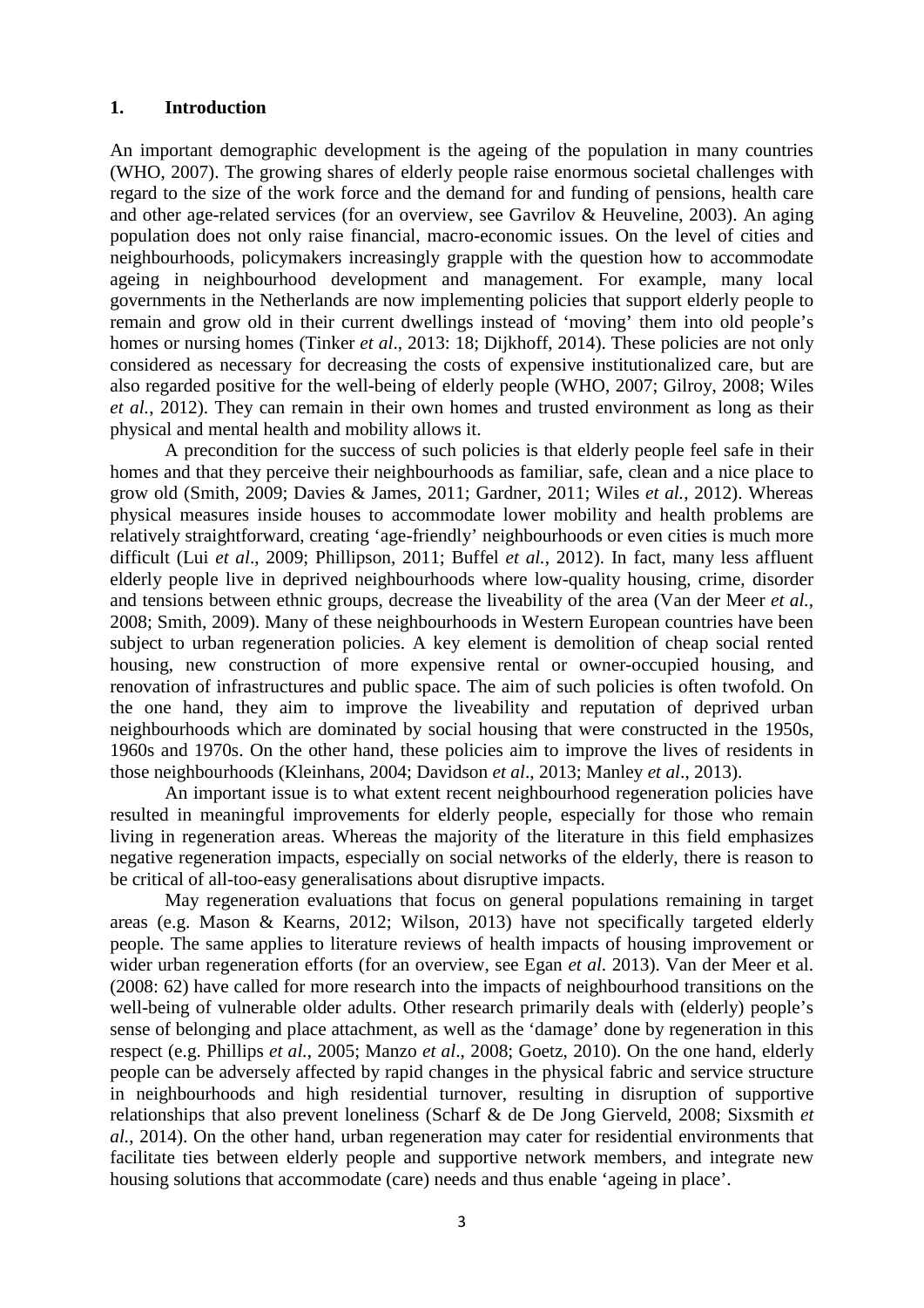## 1. Introduction

An important demographic development is the ageing of the population in many countries (WHO, 2007). The growing shares of elderly people raise enormous societal challenges with regard to the size of the work force and the demand for and funding of pensions, health care and other age-related services (for an overview, see Gavrilov & Heuveline, 2003). An aging population does not only raise financial, macro-economic issues. On the level of cities and neighbourhoods, policymakers increasingly grapple with the question how to accommodate ageing in neighbourhood development and management. For example, many local governments in the Netherlands are now implementing policies that support elderly people to remain and grow old in their current dwellings instead of 'moving' them into old people's homes or nursing homes (Tinker *et al*., 2013: 18; Dijkhoff, 2014). These policies are not only considered as necessary for decreasing the costs of expensive institutionalized care, but are also regarded positive for the well-being of elderly people (WHO, 2007; Gilroy, 2008; Wiles *et al.*, 2012). They can remain in their own homes and trusted environment as long as their physical and mental health and mobility allows it.

A precondition for the success of such policies is that elderly people feel safe in their homes and that they perceive their neighbourhoods as familiar, safe, clean and a nice place to grow old (Smith, 2009; Davies & James, 2011; Gardner, 2011; Wiles *et al.*, 2012). Whereas physical measures inside houses to accommodate lower mobility and health problems are relatively straightforward, creating 'age-friendly' neighbourhoods or even cities is much more difficult (Lui *et al*., 2009; Phillipson, 2011; Buffel *et al.*, 2012). In fact, many less affluent elderly people live in deprived neighbourhoods where low-quality housing, crime, disorder and tensions between ethnic groups, decrease the liveability of the area (Van der Meer *et al.*, 2008; Smith, 2009). Many of these neighbourhoods in Western European countries have been subject to urban regeneration policies. A key element is demolition of cheap social rented housing, new construction of more expensive rental or owner-occupied housing, and renovation of infrastructures and public space. The aim of such policies is often twofold. On the one hand, they aim to improve the liveability and reputation of deprived urban neighbourhoods which are dominated by social housing that were constructed in the 1950s, 1960s and 1970s. On the other hand, these policies aim to improve the lives of residents in those neighbourhoods (Kleinhans, 2004; Davidson *et al*., 2013; Manley *et al*., 2013).

An important issue is to what extent recent neighbourhood regeneration policies have resulted in meaningful improvements for elderly people, especially for those who remain living in regeneration areas. Whereas the majority of the literature in this field emphasizes negative regeneration impacts, especially on social networks of the elderly, there is reason to be critical of all-too-easy generalisations about disruptive impacts.

May regeneration evaluations that focus on general populations remaining in target areas (e.g. Mason & Kearns, 2012; Wilson, 2013) have not specifically targeted elderly people. The same applies to literature reviews of health impacts of housing improvement or wider urban regeneration efforts (for an overview, see Egan *et al.* 2013). Van der Meer et al. (2008: 62) have called for more research into the impacts of neighbourhood transitions on the well-being of vulnerable older adults. Other research primarily deals with (elderly) people's sense of belonging and place attachment, as well as the 'damage' done by regeneration in this respect (e.g. Phillips *et al.*, 2005; Manzo *et al*., 2008; Goetz, 2010). On the one hand, elderly people can be adversely affected by rapid changes in the physical fabric and service structure in neighbourhoods and high residential turnover, resulting in disruption of supportive relationships that also prevent loneliness (Scharf & de De Jong Gierveld, 2008; Sixsmith *et al.*, 2014). On the other hand, urban regeneration may cater for residential environments that facilitate ties between elderly people and supportive network members, and integrate new housing solutions that accommodate (care) needs and thus enable 'ageing in place'.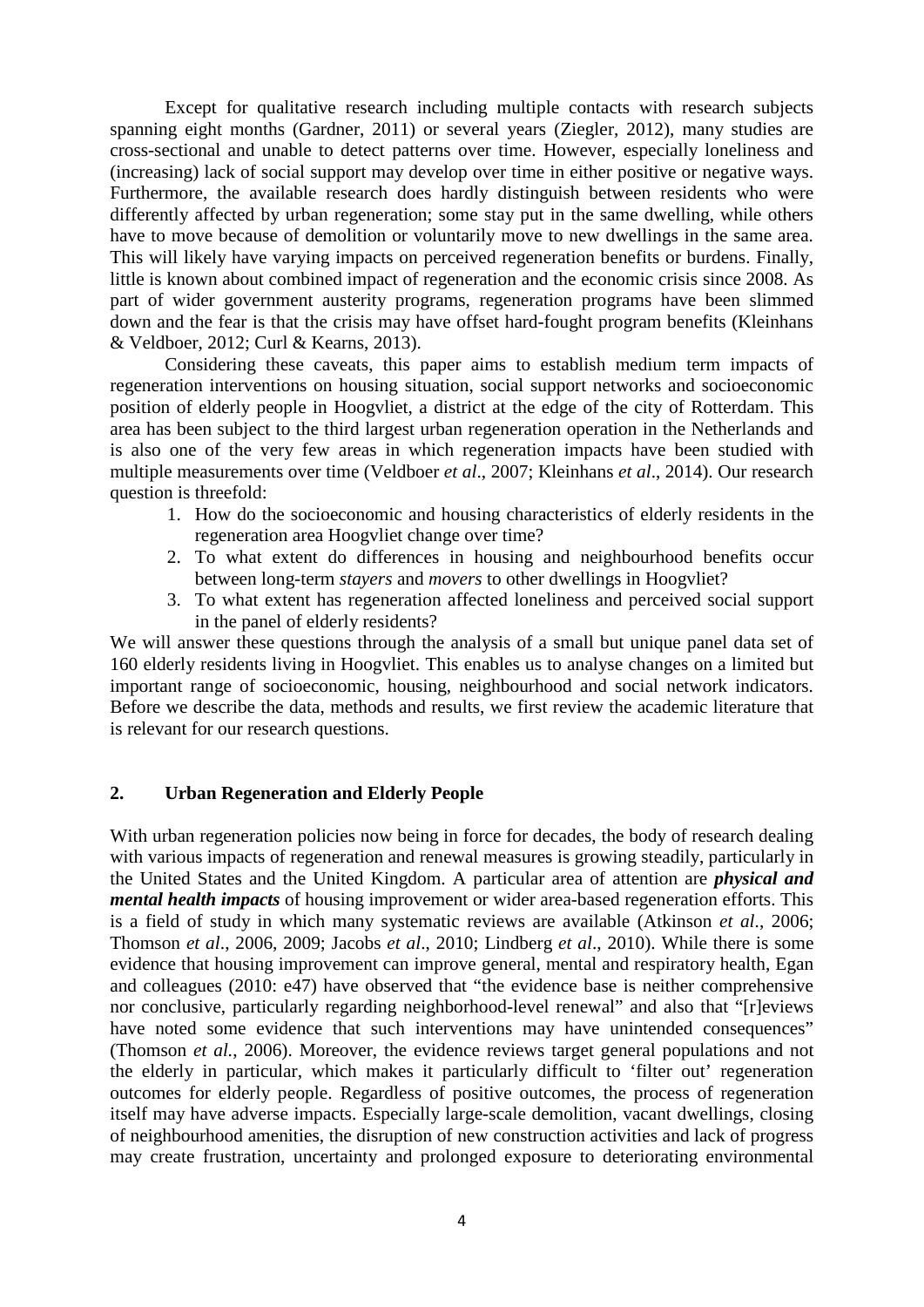Except for qualitative research including multiple contacts with research subjects spanning eight months (Gardner, 2011) or several years (Ziegler, 2012), many studies are cross-sectional and unable to detect patterns over time. However, especially loneliness and (increasing) lack of social support may develop over time in either positive or negative ways. Furthermore, the available research does hardly distinguish between residents who were differently affected by urban regeneration; some stay put in the same dwelling, while others have to move because of demolition or voluntarily move to new dwellings in the same area. This will likely have varying impacts on perceived regeneration benefits or burdens. Finally, little is known about combined impact of regeneration and the economic crisis since 2008. As part of wider government austerity programs, regeneration programs have been slimmed down and the fear is that the crisis may have offset hard-fought program benefits (Kleinhans & Veldboer, 2012; Curl & Kearns, 2013).

Considering these caveats, this paper aims to establish medium term impacts of regeneration interventions on housing situation, social support networks and socioeconomic position of elderly people in Hoogvliet, a district at the edge of the city of Rotterdam. This area has been subject to the third largest urban regeneration operation in the Netherlands and is also one of the very few areas in which regeneration impacts have been studied with multiple measurements over time (Veldboer *et al*., 2007; Kleinhans *et al*., 2014). Our research question is threefold:

1. How do the socioeconomic and housing characteristics of elderly residents in the regeneration area Hoogvliet change over time?
2. To what extent do differences in housing and neighbourhood benefits occur between long-term *stayers* and *movers* to other dwellings in Hoogvliet?
3. To what extent has regeneration affected loneliness and perceived social support in the panel of elderly residents?

We will answer these questions through the analysis of a small but unique panel data set of 160 elderly residents living in Hoogvliet. This enables us to analyse changes on a limited but important range of socioeconomic, housing, neighbourhood and social network indicators. Before we describe the data, methods and results, we first review the academic literature that is relevant for our research questions.

## 2. Urban Regeneration and Elderly People

With urban regeneration policies now being in force for decades, the body of research dealing with various impacts of regeneration and renewal measures is growing steadily, particularly in the United States and the United Kingdom. A particular area of attention are ***physical and mental health impacts*** of housing improvement or wider area-based regeneration efforts. This is a field of study in which many systematic reviews are available (Atkinson *et al*., 2006; Thomson *et al*., 2006, 2009; Jacobs *et al*., 2010; Lindberg *et al*., 2010). While there is some evidence that housing improvement can improve general, mental and respiratory health, Egan and colleagues (2010: e47) have observed that "the evidence base is neither comprehensive nor conclusive, particularly regarding neighborhood-level renewal" and also that "[r]eviews have noted some evidence that such interventions may have unintended consequences" (Thomson *et al.*, 2006). Moreover, the evidence reviews target general populations and not the elderly in particular, which makes it particularly difficult to 'filter out' regeneration outcomes for elderly people. Regardless of positive outcomes, the process of regeneration itself may have adverse impacts. Especially large-scale demolition, vacant dwellings, closing of neighbourhood amenities, the disruption of new construction activities and lack of progress may create frustration, uncertainty and prolonged exposure to deteriorating environmental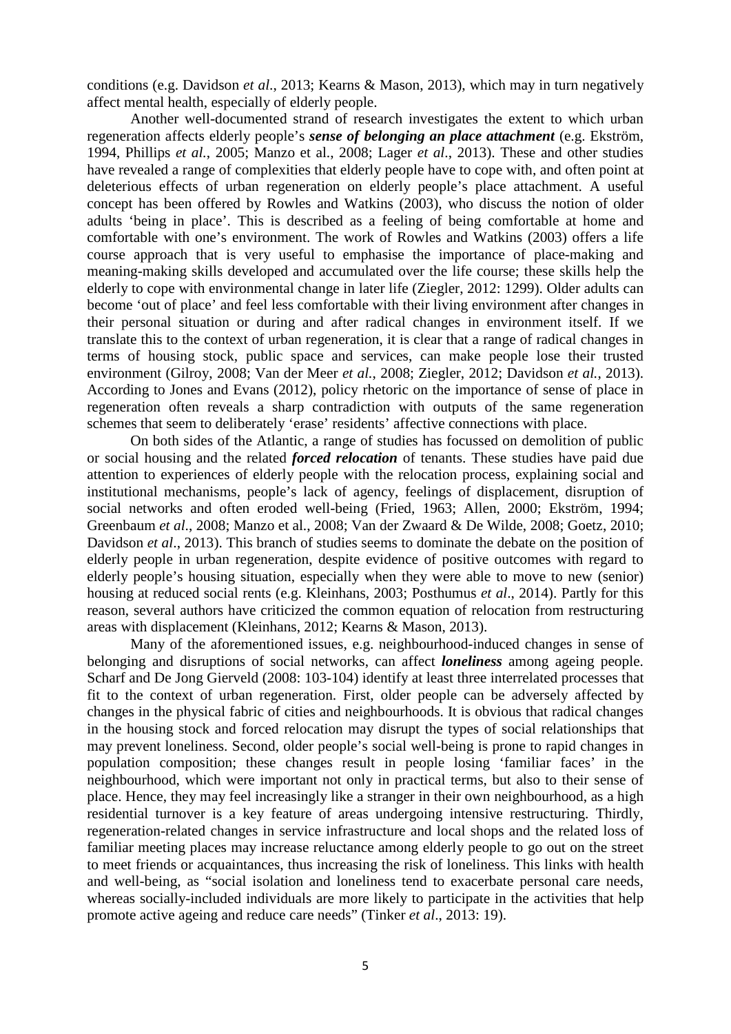conditions (e.g. Davidson *et al*., 2013; Kearns & Mason, 2013), which may in turn negatively affect mental health, especially of elderly people.

Another well-documented strand of research investigates the extent to which urban regeneration affects elderly people's ***sense of belonging an place attachment*** (e.g. Ekström, 1994, Phillips *et al.*, 2005; Manzo et al., 2008; Lager *et al*., 2013). These and other studies have revealed a range of complexities that elderly people have to cope with, and often point at deleterious effects of urban regeneration on elderly people's place attachment. A useful concept has been offered by Rowles and Watkins (2003), who discuss the notion of older adults 'being in place'. This is described as a feeling of being comfortable at home and comfortable with one's environment. The work of Rowles and Watkins (2003) offers a life course approach that is very useful to emphasise the importance of place-making and meaning-making skills developed and accumulated over the life course; these skills help the elderly to cope with environmental change in later life (Ziegler, 2012: 1299). Older adults can become 'out of place' and feel less comfortable with their living environment after changes in their personal situation or during and after radical changes in environment itself. If we translate this to the context of urban regeneration, it is clear that a range of radical changes in terms of housing stock, public space and services, can make people lose their trusted environment (Gilroy, 2008; Van der Meer *et al.*, 2008; Ziegler, 2012; Davidson *et al.*, 2013). According to Jones and Evans (2012), policy rhetoric on the importance of sense of place in regeneration often reveals a sharp contradiction with outputs of the same regeneration schemes that seem to deliberately 'erase' residents' affective connections with place.

On both sides of the Atlantic, a range of studies has focussed on demolition of public or social housing and the related ***forced relocation*** of tenants. These studies have paid due attention to experiences of elderly people with the relocation process, explaining social and institutional mechanisms, people's lack of agency, feelings of displacement, disruption of social networks and often eroded well-being (Fried, 1963; Allen, 2000; Ekström, 1994; Greenbaum *et al.*, 2008; Manzo et al., 2008; Van der Zwaard & De Wilde, 2008; Goetz, 2010; Davidson *et al*., 2013). This branch of studies seems to dominate the debate on the position of elderly people in urban regeneration, despite evidence of positive outcomes with regard to elderly people's housing situation, especially when they were able to move to new (senior) housing at reduced social rents (e.g. Kleinhans, 2003; Posthumus *et al*., 2014). Partly for this reason, several authors have criticized the common equation of relocation from restructuring areas with displacement (Kleinhans, 2012; Kearns & Mason, 2013).

Many of the aforementioned issues, e.g. neighbourhood-induced changes in sense of belonging and disruptions of social networks, can affect ***loneliness*** among ageing people. Scharf and De Jong Gierveld (2008: 103-104) identify at least three interrelated processes that fit to the context of urban regeneration. First, older people can be adversely affected by changes in the physical fabric of cities and neighbourhoods. It is obvious that radical changes in the housing stock and forced relocation may disrupt the types of social relationships that may prevent loneliness. Second, older people's social well-being is prone to rapid changes in population composition; these changes result in people losing 'familiar faces' in the neighbourhood, which were important not only in practical terms, but also to their sense of place. Hence, they may feel increasingly like a stranger in their own neighbourhood, as a high residential turnover is a key feature of areas undergoing intensive restructuring. Thirdly, regeneration-related changes in service infrastructure and local shops and the related loss of familiar meeting places may increase reluctance among elderly people to go out on the street to meet friends or acquaintances, thus increasing the risk of loneliness. This links with health and well-being, as "social isolation and loneliness tend to exacerbate personal care needs, whereas socially-included individuals are more likely to participate in the activities that help promote active ageing and reduce care needs" (Tinker *et al*., 2013: 19).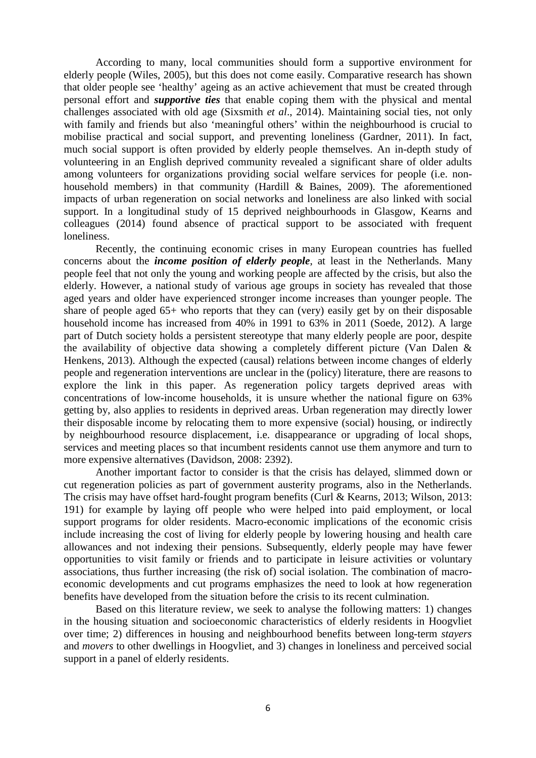According to many, local communities should form a supportive environment for elderly people (Wiles, 2005), but this does not come easily. Comparative research has shown that older people see 'healthy' ageing as an active achievement that must be created through personal effort and ***supportive ties*** that enable coping them with the physical and mental challenges associated with old age (Sixsmith *et al*., 2014). Maintaining social ties, not only with family and friends but also 'meaningful others' within the neighbourhood is crucial to mobilise practical and social support, and preventing loneliness (Gardner, 2011). In fact, much social support is often provided by elderly people themselves. An in-depth study of volunteering in an English deprived community revealed a significant share of older adults among volunteers for organizations providing social welfare services for people (i.e. non-household members) in that community (Hardill & Baines, 2009). The aforementioned impacts of urban regeneration on social networks and loneliness are also linked with social support. In a longitudinal study of 15 deprived neighbourhoods in Glasgow, Kearns and colleagues (2014) found absence of practical support to be associated with frequent loneliness.

Recently, the continuing economic crises in many European countries has fuelled concerns about the ***income position of elderly people***, at least in the Netherlands. Many people feel that not only the young and working people are affected by the crisis, but also the elderly. However, a national study of various age groups in society has revealed that those aged years and older have experienced stronger income increases than younger people. The share of people aged 65+ who reports that they can (very) easily get by on their disposable household income has increased from 40% in 1991 to 63% in 2011 (Soede, 2012). A large part of Dutch society holds a persistent stereotype that many elderly people are poor, despite the availability of objective data showing a completely different picture (Van Dalen & Henkens, 2013). Although the expected (causal) relations between income changes of elderly people and regeneration interventions are unclear in the (policy) literature, there are reasons to explore the link in this paper. As regeneration policy targets deprived areas with concentrations of low-income households, it is unsure whether the national figure on 63% getting by, also applies to residents in deprived areas. Urban regeneration may directly lower their disposable income by relocating them to more expensive (social) housing, or indirectly by neighbourhood resource displacement, i.e. disappearance or upgrading of local shops, services and meeting places so that incumbent residents cannot use them anymore and turn to more expensive alternatives (Davidson, 2008: 2392).

Another important factor to consider is that the crisis has delayed, slimmed down or cut regeneration policies as part of government austerity programs, also in the Netherlands. The crisis may have offset hard-fought program benefits (Curl & Kearns, 2013; Wilson, 2013: 191) for example by laying off people who were helped into paid employment, or local support programs for older residents. Macro-economic implications of the economic crisis include increasing the cost of living for elderly people by lowering housing and health care allowances and not indexing their pensions. Subsequently, elderly people may have fewer opportunities to visit family or friends and to participate in leisure activities or voluntary associations, thus further increasing (the risk of) social isolation. The combination of macro-economic developments and cut programs emphasizes the need to look at how regeneration benefits have developed from the situation before the crisis to its recent culmination.

Based on this literature review, we seek to analyse the following matters: 1) changes in the housing situation and socioeconomic characteristics of elderly residents in Hoogvliet over time; 2) differences in housing and neighbourhood benefits between long-term *stayers* and *movers* to other dwellings in Hoogvliet, and 3) changes in loneliness and perceived social support in a panel of elderly residents.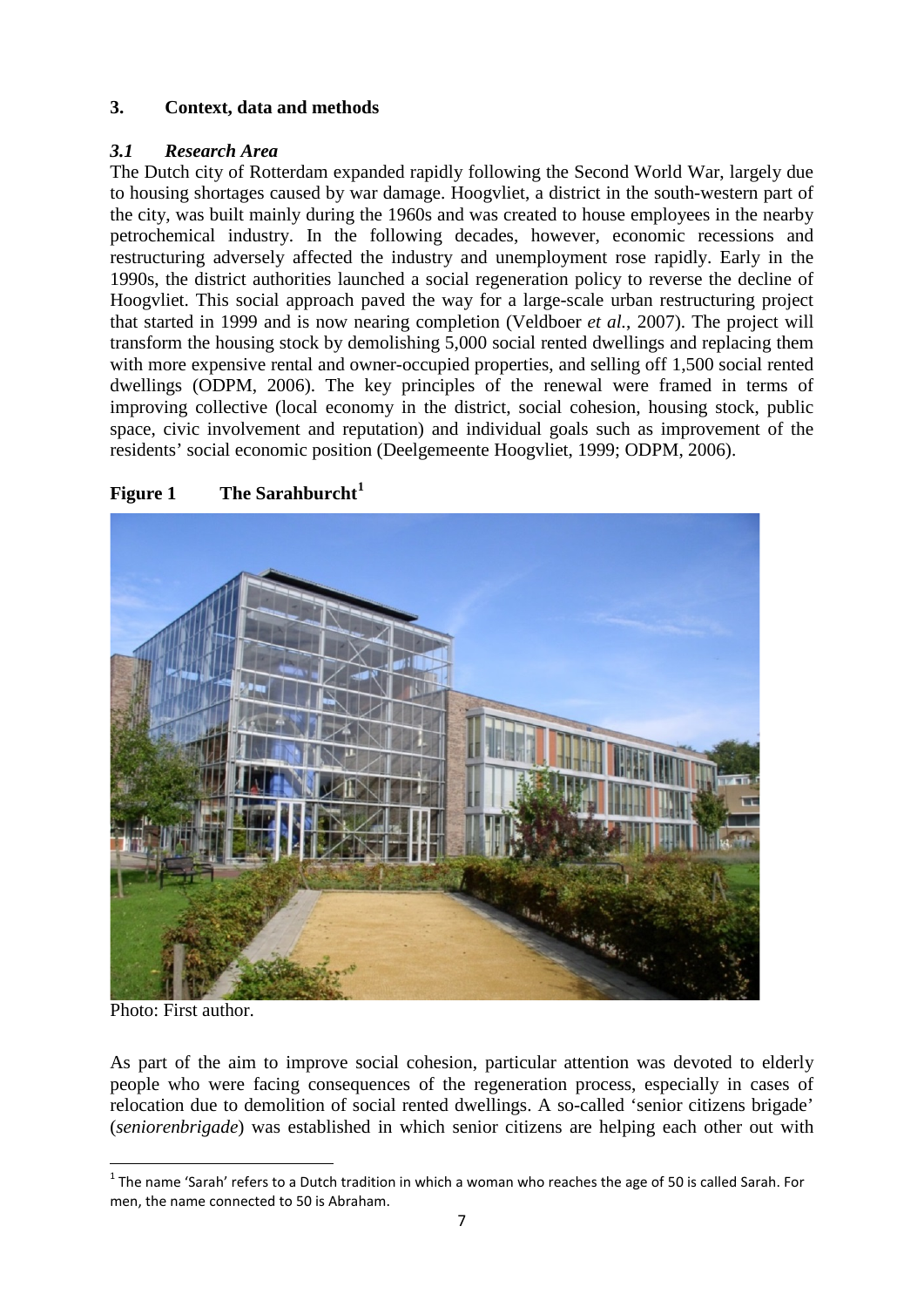## 3. Context, data and methods

### *3.1 Research Area*

The Dutch city of Rotterdam expanded rapidly following the Second World War, largely due to housing shortages caused by war damage. Hoogvliet, a district in the south-western part of the city, was built mainly during the 1960s and was created to house employees in the nearby petrochemical industry. In the following decades, however, economic recessions and restructuring adversely affected the industry and unemployment rose rapidly. Early in the 1990s, the district authorities launched a social regeneration policy to reverse the decline of Hoogvliet. This social approach paved the way for a large-scale urban restructuring project that started in 1999 and is now nearing completion (Veldboer *et al.*, 2007). The project will transform the housing stock by demolishing 5,000 social rented dwellings and replacing them with more expensive rental and owner-occupied properties, and selling off 1,500 social rented dwellings (ODPM, 2006). The key principles of the renewal were framed in terms of improving collective (local economy in the district, social cohesion, housing stock, public space, civic involvement and reputation) and individual goals such as improvement of the residents' social economic position (Deelgemeente Hoogvliet, 1999; ODPM, 2006).

**Figure 1 The Sarahburcht**[1]

Photo: First author.

As part of the aim to improve social cohesion, particular attention was devoted to elderly people who were facing consequences of the regeneration process, especially in cases of relocation due to demolition of social rented dwellings. A so-called 'senior citizens brigade' (*seniorenbrigade*) was established in which senior citizens are helping each other out with

[1] The name 'Sarah' refers to a Dutch tradition in which a woman who reaches the age of 50 is called Sarah. For men, the name connected to 50 is Abraham.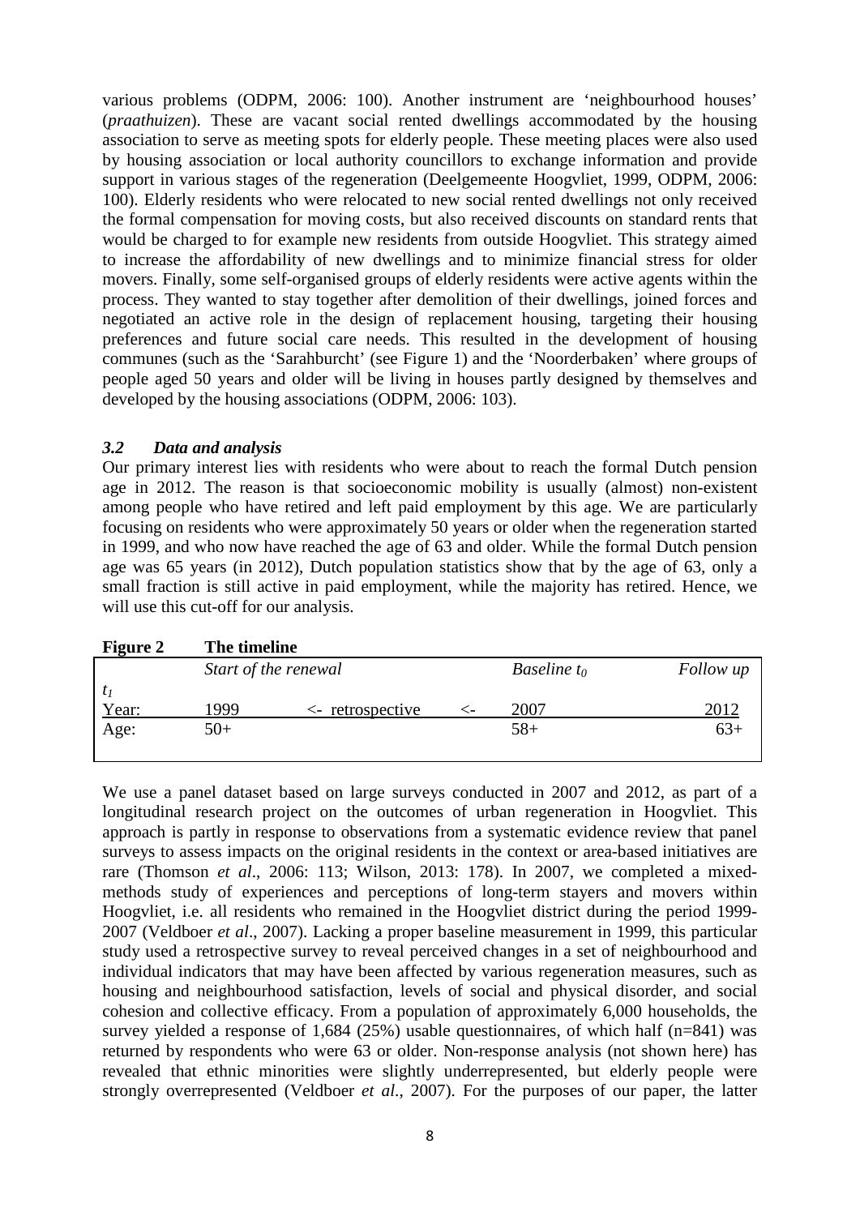various problems (ODPM, 2006: 100). Another instrument are 'neighbourhood houses' (*praathuizen*). These are vacant social rented dwellings accommodated by the housing association to serve as meeting spots for elderly people. These meeting places were also used by housing association or local authority councillors to exchange information and provide support in various stages of the regeneration (Deelgemeente Hoogvliet, 1999, ODPM, 2006: 100). Elderly residents who were relocated to new social rented dwellings not only received the formal compensation for moving costs, but also received discounts on standard rents that would be charged to for example new residents from outside Hoogvliet. This strategy aimed to increase the affordability of new dwellings and to minimize financial stress for older movers. Finally, some self-organised groups of elderly residents were active agents within the process. They wanted to stay together after demolition of their dwellings, joined forces and negotiated an active role in the design of replacement housing, targeting their housing preferences and future social care needs. This resulted in the development of housing communes (such as the 'Sarahburcht' (see Figure 1) and the 'Noorderbaken' where groups of people aged 50 years and older will be living in houses partly designed by themselves and developed by the housing associations (ODPM, 2006: 103).

### *3.2 Data and analysis*

Our primary interest lies with residents who were about to reach the formal Dutch pension age in 2012. The reason is that socioeconomic mobility is usually (almost) non-existent among people who have retired and left paid employment by this age. We are particularly focusing on residents who were approximately 50 years or older when the regeneration started in 1999, and who now have reached the age of 63 and older. While the formal Dutch pension age was 65 years (in 2012), Dutch population statistics show that by the age of 63, only a small fraction is still active in paid employment, while the majority has retired. Hence, we will use this cut-off for our analysis.

**Figure 2 The timeline**

| | *Start of the renewal* | | | *Baseline $t_0$* | *Follow up* |
|---|---|---|---|---|---|
| $t_1$ | | | | | |
| Year: | 1999 | <- retrospective | <- | 2007 | 2012 |
| Age: | 50+ | | | 58+ | 63+ |

We use a panel dataset based on large surveys conducted in 2007 and 2012, as part of a longitudinal research project on the outcomes of urban regeneration in Hoogvliet. This approach is partly in response to observations from a systematic evidence review that panel surveys to assess impacts on the original residents in the context or area-based initiatives are rare (Thomson *et al*., 2006: 113; Wilson, 2013: 178). In 2007, we completed a mixed-methods study of experiences and perceptions of long-term stayers and movers within Hoogvliet, i.e. all residents who remained in the Hoogvliet district during the period 1999-2007 (Veldboer *et al*., 2007). Lacking a proper baseline measurement in 1999, this particular study used a retrospective survey to reveal perceived changes in a set of neighbourhood and individual indicators that may have been affected by various regeneration measures, such as housing and neighbourhood satisfaction, levels of social and physical disorder, and social cohesion and collective efficacy. From a population of approximately 6,000 households, the survey yielded a response of 1,684 (25%) usable questionnaires, of which half (n=841) was returned by respondents who were 63 or older. Non-response analysis (not shown here) has revealed that ethnic minorities were slightly underrepresented, but elderly people were strongly overrepresented (Veldboer *et al*., 2007). For the purposes of our paper, the latter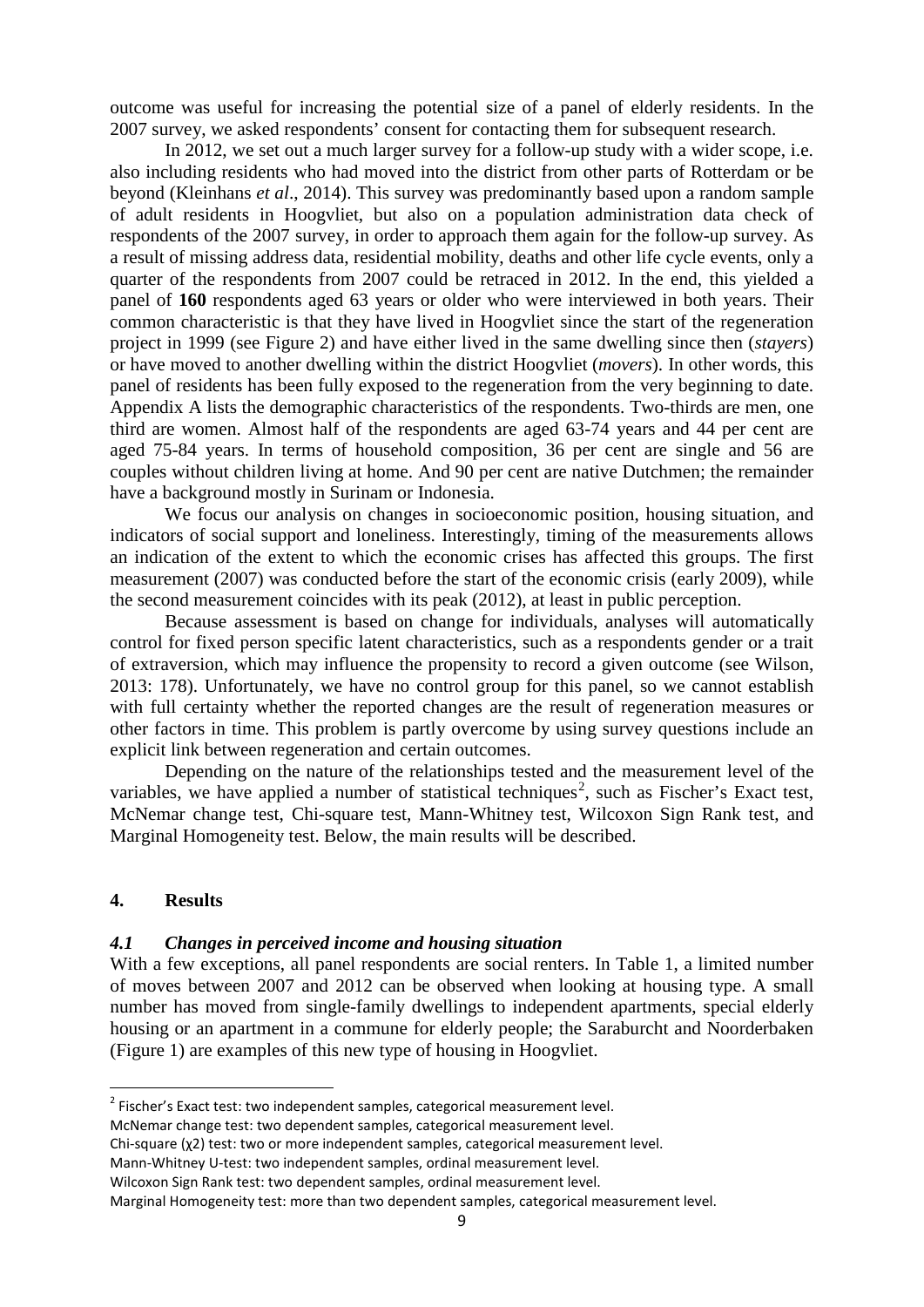outcome was useful for increasing the potential size of a panel of elderly residents. In the 2007 survey, we asked respondents' consent for contacting them for subsequent research.

In 2012, we set out a much larger survey for a follow-up study with a wider scope, i.e. also including residents who had moved into the district from other parts of Rotterdam or be beyond (Kleinhans *et al*., 2014). This survey was predominantly based upon a random sample of adult residents in Hoogvliet, but also on a population administration data check of respondents of the 2007 survey, in order to approach them again for the follow-up survey. As a result of missing address data, residential mobility, deaths and other life cycle events, only a quarter of the respondents from 2007 could be retraced in 2012. In the end, this yielded a panel of **160** respondents aged 63 years or older who were interviewed in both years. Their common characteristic is that they have lived in Hoogvliet since the start of the regeneration project in 1999 (see Figure 2) and have either lived in the same dwelling since then (*stayers*) or have moved to another dwelling within the district Hoogvliet (*movers*). In other words, this panel of residents has been fully exposed to the regeneration from the very beginning to date. Appendix A lists the demographic characteristics of the respondents. Two-thirds are men, one third are women. Almost half of the respondents are aged 63-74 years and 44 per cent are aged 75-84 years. In terms of household composition, 36 per cent are single and 56 are couples without children living at home. And 90 per cent are native Dutchmen; the remainder have a background mostly in Surinam or Indonesia.

We focus our analysis on changes in socioeconomic position, housing situation, and indicators of social support and loneliness. Interestingly, timing of the measurements allows an indication of the extent to which the economic crises has affected this groups. The first measurement (2007) was conducted before the start of the economic crisis (early 2009), while the second measurement coincides with its peak (2012), at least in public perception.

Because assessment is based on change for individuals, analyses will automatically control for fixed person specific latent characteristics, such as a respondents gender or a trait of extraversion, which may influence the propensity to record a given outcome (see Wilson, 2013: 178). Unfortunately, we have no control group for this panel, so we cannot establish with full certainty whether the reported changes are the result of regeneration measures or other factors in time. This problem is partly overcome by using survey questions include an explicit link between regeneration and certain outcomes.

Depending on the nature of the relationships tested and the measurement level of the variables, we have applied a number of statistical techniques[2], such as Fischer's Exact test, McNemar change test, Chi-square test, Mann-Whitney test, Wilcoxon Sign Rank test, and Marginal Homogeneity test. Below, the main results will be described.

## 4. Results

### *4.1 Changes in perceived income and housing situation*

With a few exceptions, all panel respondents are social renters. In Table 1, a limited number of moves between 2007 and 2012 can be observed when looking at housing type. A small number has moved from single-family dwellings to independent apartments, special elderly housing or an apartment in a commune for elderly people; the Saraburcht and Noorderbaken (Figure 1) are examples of this new type of housing in Hoogvliet.

---

[2] Fischer's Exact test: two independent samples, categorical measurement level.
McNemar change test: two dependent samples, categorical measurement level.
Chi-square ($\chi2$) test: two or more independent samples, categorical measurement level.
Mann-Whitney U-test: two independent samples, ordinal measurement level.
Wilcoxon Sign Rank test: two dependent samples, ordinal measurement level.
Marginal Homogeneity test: more than two dependent samples, categorical measurement level.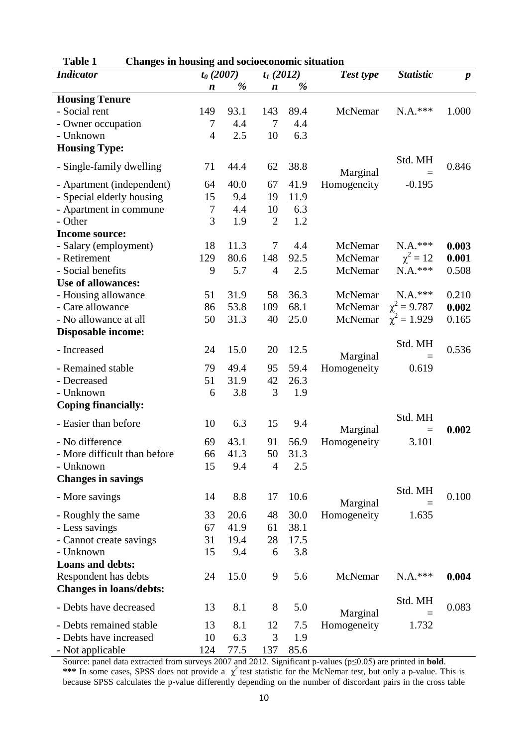**Table 1 Changes in housing and socioeconomic situation**

| *Indicator* | $t_0$ (2007) | | $t_1$ (2012) | | *Test type* | *Statistic* | *p* |
|---|---|---|---|---|---|---|---|
| | *n* | *%* | *n* | *%* | | | |
| **Housing Tenure** | | | | | | | |
| - Social rent | 149 | 93.1 | 143 | 89.4 | McNemar | N.A.*** | 1.000 |
| - Owner occupation | 7 | 4.4 | 7 | 4.4 | | | |
| - Unknown | 4 | 2.5 | 10 | 6.3 | | | |
| **Housing Type:** | | | | | | | |
| - Single-family dwelling | 71 | 44.4 | 62 | 38.8 | Marginal Homogeneity | Std. MH = -0.195 | 0.846 |
| - Apartment (independent) | 64 | 40.0 | 67 | 41.9 | | | |
| - Special elderly housing | 15 | 9.4 | 19 | 11.9 | | | |
| - Apartment in commune | 7 | 4.4 | 10 | 6.3 | | | |
| - Other | 3 | 1.9 | 2 | 1.2 | | | |
| **Income source:** | | | | | | | |
| - Salary (employment) | 18 | 11.3 | 7 | 4.4 | McNemar | N.A.*** | **0.003** |
| - Retirement | 129 | 80.6 | 148 | 92.5 | McNemar | $\chi^2 = 12$ | **0.001** |
| - Social benefits | 9 | 5.7 | 4 | 2.5 | McNemar | N.A.*** | 0.508 |
| **Use of allowances:** | | | | | | | |
| - Housing allowance | 51 | 31.9 | 58 | 36.3 | McNemar | N.A.*** | 0.210 |
| - Care allowance | 86 | 53.8 | 109 | 68.1 | McNemar | $\chi^2 = 9.787$ | **0.002** |
| - No allowance at all | 50 | 31.3 | 40 | 25.0 | McNemar | $\chi^2 = 1.929$ | 0.165 |
| **Disposable income:** | | | | | | | |
| - Increased | 24 | 15.0 | 20 | 12.5 | Marginal Homogeneity | Std. MH = 0.619 | 0.536 |
| - Remained stable | 79 | 49.4 | 95 | 59.4 | | | |
| - Decreased | 51 | 31.9 | 42 | 26.3 | | | |
| - Unknown | 6 | 3.8 | 3 | 1.9 | | | |
| **Coping financially:** | | | | | | | |
| - Easier than before | 10 | 6.3 | 15 | 9.4 | Marginal Homogeneity | Std. MH = 3.101 | **0.002** |
| - No difference | 69 | 43.1 | 91 | 56.9 | | | |
| - More difficult than before | 66 | 41.3 | 50 | 31.3 | | | |
| - Unknown | 15 | 9.4 | 4 | 2.5 | | | |
| **Changes in savings** | | | | | | | |
| - More savings | 14 | 8.8 | 17 | 10.6 | Marginal Homogeneity | Std. MH = 1.635 | 0.100 |
| - Roughly the same | 33 | 20.6 | 48 | 30.0 | | | |
| - Less savings | 67 | 41.9 | 61 | 38.1 | | | |
| - Cannot create savings | 31 | 19.4 | 28 | 17.5 | | | |
| - Unknown | 15 | 9.4 | 6 | 3.8 | | | |
| **Loans and debts:** | | | | | | | |
| Respondent has debts | 24 | 15.0 | 9 | 5.6 | McNemar | N.A.*** | **0.004** |
| **Changes in loans/debts:** | | | | | | | |
| - Debts have decreased | 13 | 8.1 | 8 | 5.0 | Marginal Homogeneity | Std. MH = 1.732 | 0.083 |
| - Debts remained stable | 13 | 8.1 | 12 | 7.5 | | | |
| - Debts have increased | 10 | 6.3 | 3 | 1.9 | | | |
| - Not applicable | 124 | 77.5 | 137 | 85.6 | | | |

Source: panel data extracted from surveys 2007 and 2012. Significant p-values ($p \leq 0.05$) are printed in **bold**.

**\*\*\*** In some cases, SPSS does not provide a $\chi^2$ test statistic for the McNemar test, but only a p-value. This is because SPSS calculates the p-value differently depending on the number of discordant pairs in the cross table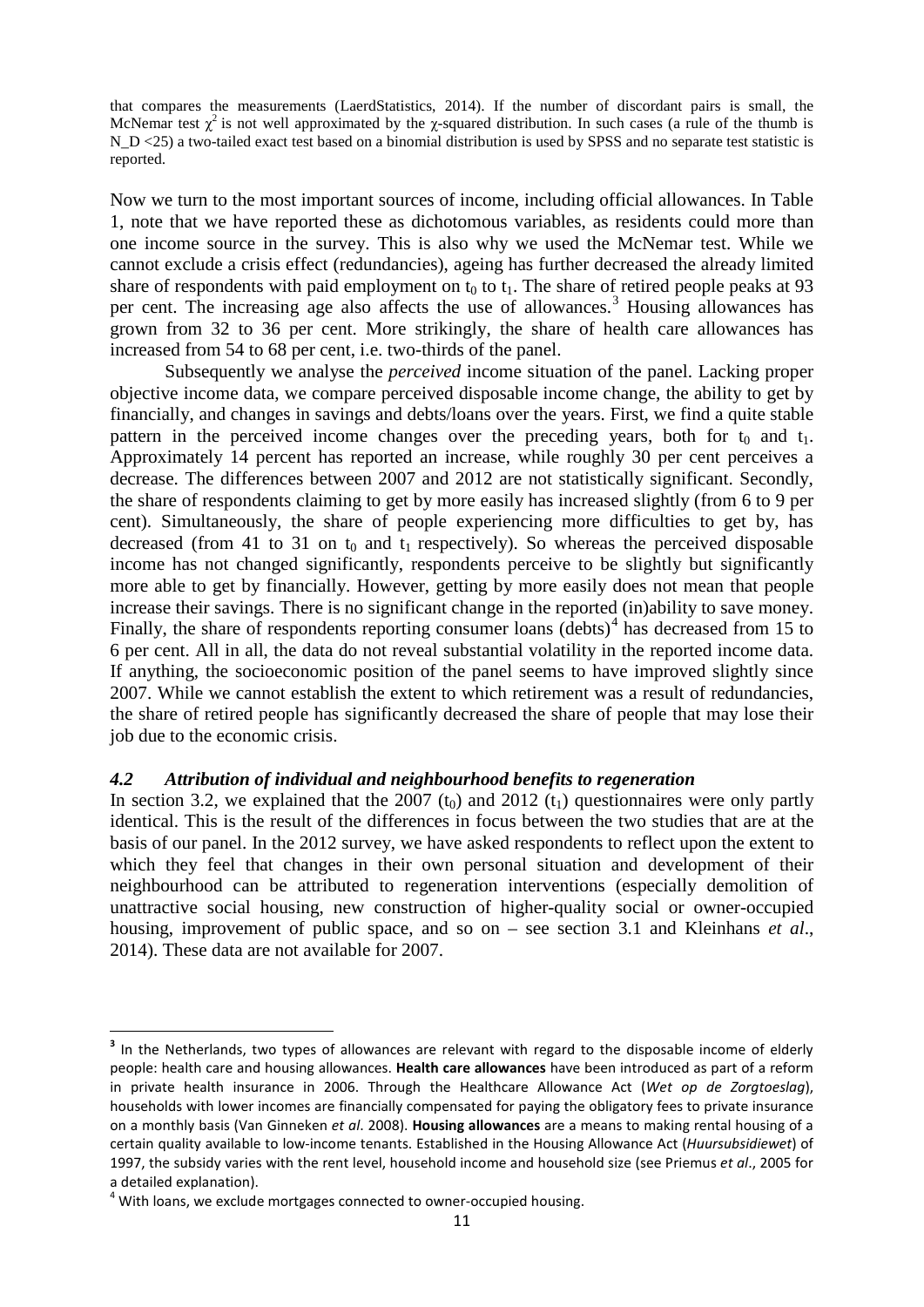that compares the measurements (LaerdStatistics, 2014). If the number of discordant pairs is small, the McNemar test $\chi^2$ is not well approximated by the $\chi$-squared distribution. In such cases (a rule of the thumb is $N\_D < 25$) a two-tailed exact test based on a binomial distribution is used by SPSS and no separate test statistic is reported.

Now we turn to the most important sources of income, including official allowances. In Table 1, note that we have reported these as dichotomous variables, as residents could more than one income source in the survey. This is also why we used the McNemar test. While we cannot exclude a crisis effect (redundancies), ageing has further decreased the already limited share of respondents with paid employment on $t_0$ to $t_1$. The share of retired people peaks at 93 per cent. The increasing age also affects the use of allowances.[3] Housing allowances has grown from 32 to 36 per cent. More strikingly, the share of health care allowances has increased from 54 to 68 per cent, i.e. two-thirds of the panel.

Subsequently we analyse the *perceived* income situation of the panel. Lacking proper objective income data, we compare perceived disposable income change, the ability to get by financially, and changes in savings and debts/loans over the years. First, we find a quite stable pattern in the perceived income changes over the preceding years, both for $t_0$ and $t_1$. Approximately 14 percent has reported an increase, while roughly 30 per cent perceives a decrease. The differences between 2007 and 2012 are not statistically significant. Secondly, the share of respondents claiming to get by more easily has increased slightly (from 6 to 9 per cent). Simultaneously, the share of people experiencing more difficulties to get by, has decreased (from 41 to 31 on $t_0$ and $t_1$ respectively). So whereas the perceived disposable income has not changed significantly, respondents perceive to be slightly but significantly more able to get by financially. However, getting by more easily does not mean that people increase their savings. There is no significant change in the reported (in)ability to save money. Finally, the share of respondents reporting consumer loans (debts)[4] has decreased from 15 to 6 per cent. All in all, the data do not reveal substantial volatility in the reported income data. If anything, the socioeconomic position of the panel seems to have improved slightly since 2007. While we cannot establish the extent to which retirement was a result of redundancies, the share of retired people has significantly decreased the share of people that may lose their job due to the economic crisis.

### *4.2 Attribution of individual and neighbourhood benefits to regeneration*

In section 3.2, we explained that the 2007 ($t_0$) and 2012 ($t_1$) questionnaires were only partly identical. This is the result of the differences in focus between the two studies that are at the basis of our panel. In the 2012 survey, we have asked respondents to reflect upon the extent to which they feel that changes in their own personal situation and development of their neighbourhood can be attributed to regeneration interventions (especially demolition of unattractive social housing, new construction of higher-quality social or owner-occupied housing, improvement of public space, and so on – see section 3.1 and Kleinhans *et al*., 2014). These data are not available for 2007.

[3] In the Netherlands, two types of allowances are relevant with regard to the disposable income of elderly people: health care and housing allowances. **Health care allowances** have been introduced as part of a reform in private health insurance in 2006. Through the Healthcare Allowance Act (*Wet op de Zorgtoeslag*), households with lower incomes are financially compensated for paying the obligatory fees to private insurance on a monthly basis (Van Ginneken *et al*. 2008). **Housing allowances** are a means to making rental housing of a certain quality available to low-income tenants. Established in the Housing Allowance Act (*Huursubsidiewet*) of 1997, the subsidy varies with the rent level, household income and household size (see Priemus *et al*., 2005 for a detailed explanation).

[4] With loans, we exclude mortgages connected to owner-occupied housing.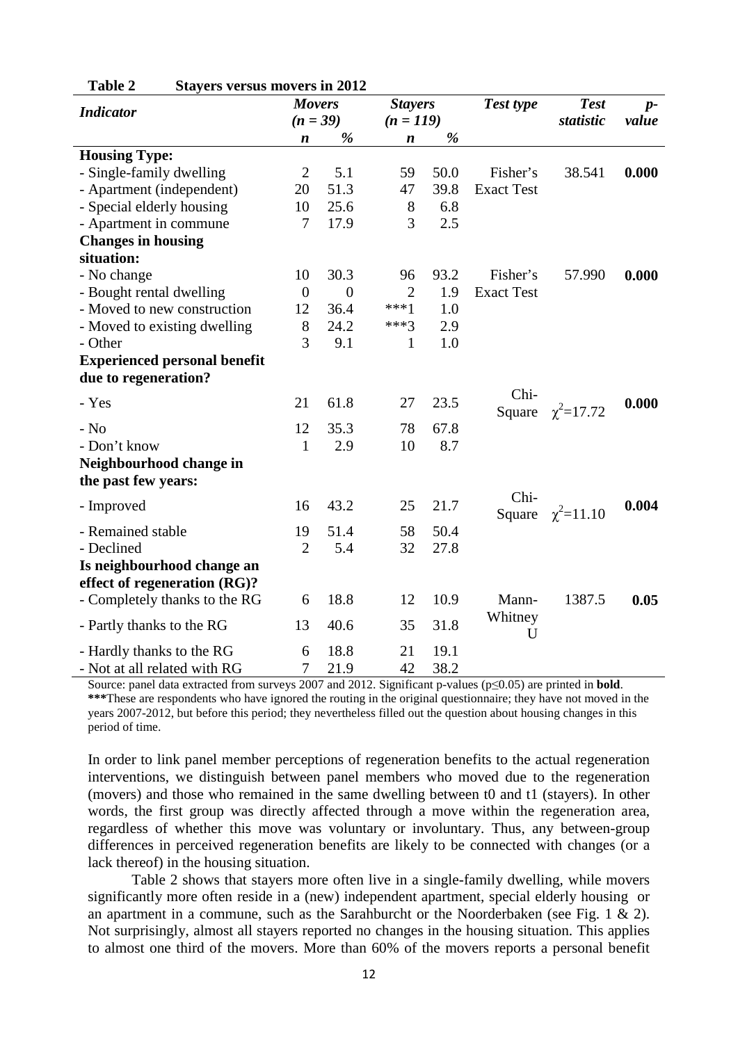**Table 2 Stayers versus movers in 2012**

| *Indicator* | *Movers (n = 39)* | | *Stayers (n = 119)* | | *Test type* | *Test statistic* | *p-value* |
|---|---|---|---|---|---|---|---|
| | ***n*** | ***%*** | ***n*** | ***%*** | | | |
| **Housing Type:** | | | | | | | |
| - Single-family dwelling | 2 | 5.1 | 59 | 50.0 | Fisher's Exact Test | 38.541 | **0.000** |
| - Apartment (independent) | 20 | 51.3 | 47 | 39.8 | | | |
| - Special elderly housing | 10 | 25.6 | 8 | 6.8 | | | |
| - Apartment in commune | 7 | 17.9 | 3 | 2.5 | | | |
| **Changes in housing situation:** | | | | | | | |
| - No change | 10 | 30.3 | 96 | 93.2 | Fisher's Exact Test | 57.990 | **0.000** |
| - Bought rental dwelling | 0 | 0 | 2 | 1.9 | | | |
| - Moved to new construction | 12 | 36.4 | ***1 | 1.0 | | | |
| - Moved to existing dwelling | 8 | 24.2 | ***3 | 2.9 | | | |
| - Other | 3 | 9.1 | 1 | 1.0 | | | |
| **Experienced personal benefit due to regeneration?** | | | | | | | |
| - Yes | 21 | 61.8 | 27 | 23.5 | Chi-Square | $\chi^2$=17.72 | **0.000** |
| - No | 12 | 35.3 | 78 | 67.8 | | | |
| - Don't know | 1 | 2.9 | 10 | 8.7 | | | |
| **Neighbourhood change in the past few years:** | | | | | | | |
| - Improved | 16 | 43.2 | 25 | 21.7 | Chi-Square | $\chi^2$=11.10 | **0.004** |
| - Remained stable | 19 | 51.4 | 58 | 50.4 | | | |
| - Declined | 2 | 5.4 | 32 | 27.8 | | | |
| **Is neighbourhood change an effect of regeneration (RG)?** | | | | | | | |
| - Completely thanks to the RG | 6 | 18.8 | 12 | 10.9 | Mann-Whitney U | 1387.5 | **0.05** |
| - Partly thanks to the RG | 13 | 40.6 | 35 | 31.8 | | | |
| - Hardly thanks to the RG | 6 | 18.8 | 21 | 19.1 | | | |
| - Not at all related with RG | 7 | 21.9 | 42 | 38.2 | | | |

Source: panel data extracted from surveys 2007 and 2012. Significant p-values ($p \leq 0.05$) are printed in **bold**.
*****These are respondents who have ignored the routing in the original questionnaire; they have not moved in the years 2007-2012, but before this period; they nevertheless filled out the question about housing changes in this period of time.

In order to link panel member perceptions of regeneration benefits to the actual regeneration interventions, we distinguish between panel members who moved due to the regeneration (movers) and those who remained in the same dwelling between t0 and t1 (stayers). In other words, the first group was directly affected through a move within the regeneration area, regardless of whether this move was voluntary or involuntary. Thus, any between-group differences in perceived regeneration benefits are likely to be connected with changes (or a lack thereof) in the housing situation.

Table 2 shows that stayers more often live in a single-family dwelling, while movers significantly more often reside in a (new) independent apartment, special elderly housing or an apartment in a commune, such as the Sarahburcht or the Noorderbaken (see Fig. 1 & 2). Not surprisingly, almost all stayers reported no changes in the housing situation. This applies to almost one third of the movers. More than 60% of the movers reports a personal benefit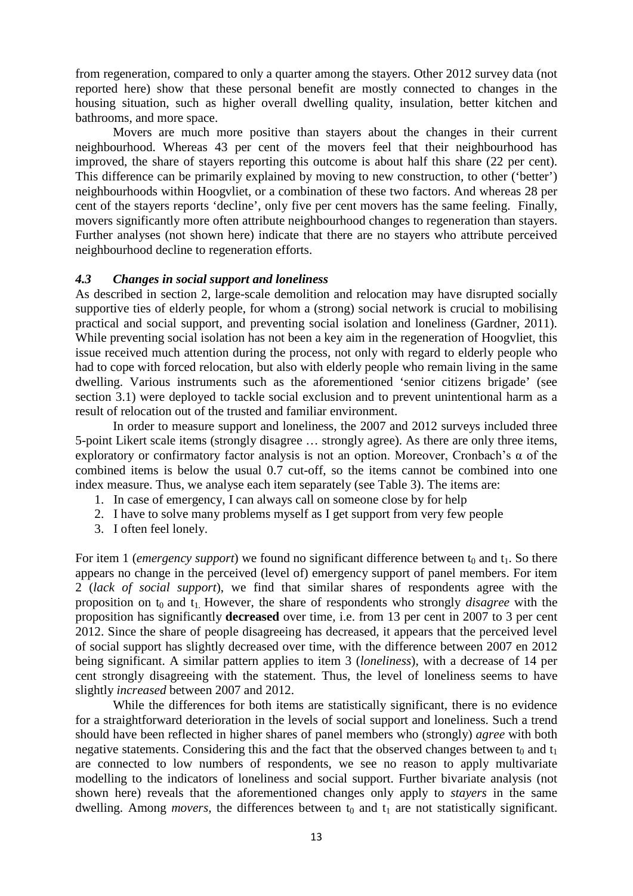from regeneration, compared to only a quarter among the stayers. Other 2012 survey data (not reported here) show that these personal benefit are mostly connected to changes in the housing situation, such as higher overall dwelling quality, insulation, better kitchen and bathrooms, and more space.

Movers are much more positive than stayers about the changes in their current neighbourhood. Whereas 43 per cent of the movers feel that their neighbourhood has improved, the share of stayers reporting this outcome is about half this share (22 per cent). This difference can be primarily explained by moving to new construction, to other ('better') neighbourhoods within Hoogvliet, or a combination of these two factors. And whereas 28 per cent of the stayers reports 'decline', only five per cent movers has the same feeling. Finally, movers significantly more often attribute neighbourhood changes to regeneration than stayers. Further analyses (not shown here) indicate that there are no stayers who attribute perceived neighbourhood decline to regeneration efforts.

### *4.3 Changes in social support and loneliness*

As described in section 2, large-scale demolition and relocation may have disrupted socially supportive ties of elderly people, for whom a (strong) social network is crucial to mobilising practical and social support, and preventing social isolation and loneliness (Gardner, 2011). While preventing social isolation has not been a key aim in the regeneration of Hoogvliet, this issue received much attention during the process, not only with regard to elderly people who had to cope with forced relocation, but also with elderly people who remain living in the same dwelling. Various instruments such as the aforementioned 'senior citizens brigade' (see section 3.1) were deployed to tackle social exclusion and to prevent unintentional harm as a result of relocation out of the trusted and familiar environment.

In order to measure support and loneliness, the 2007 and 2012 surveys included three 5-point Likert scale items (strongly disagree … strongly agree). As there are only three items, exploratory or confirmatory factor analysis is not an option. Moreover, Cronbach's α of the combined items is below the usual 0.7 cut-off, so the items cannot be combined into one index measure. Thus, we analyse each item separately (see Table 3). The items are:

1. In case of emergency, I can always call on someone close by for help
2. I have to solve many problems myself as I get support from very few people
3. I often feel lonely.

For item 1 (*emergency support*) we found no significant difference between $t_0$ and $t_1$. So there appears no change in the perceived (level of) emergency support of panel members. For item 2 (*lack of social support*), we find that similar shares of respondents agree with the proposition on $t_0$ and $t_1$. However, the share of respondents who strongly *disagree* with the proposition has significantly **decreased** over time, i.e. from 13 per cent in 2007 to 3 per cent 2012. Since the share of people disagreeing has decreased, it appears that the perceived level of social support has slightly decreased over time, with the difference between 2007 en 2012 being significant. A similar pattern applies to item 3 (*loneliness*), with a decrease of 14 per cent strongly disagreeing with the statement. Thus, the level of loneliness seems to have slightly *increased* between 2007 and 2012.

While the differences for both items are statistically significant, there is no evidence for a straightforward deterioration in the levels of social support and loneliness. Such a trend should have been reflected in higher shares of panel members who (strongly) *agree* with both negative statements. Considering this and the fact that the observed changes between $t_0$ and $t_1$ are connected to low numbers of respondents, we see no reason to apply multivariate modelling to the indicators of loneliness and social support. Further bivariate analysis (not shown here) reveals that the aforementioned changes only apply to *stayers* in the same dwelling. Among *movers*, the differences between $t_0$ and $t_1$ are not statistically significant.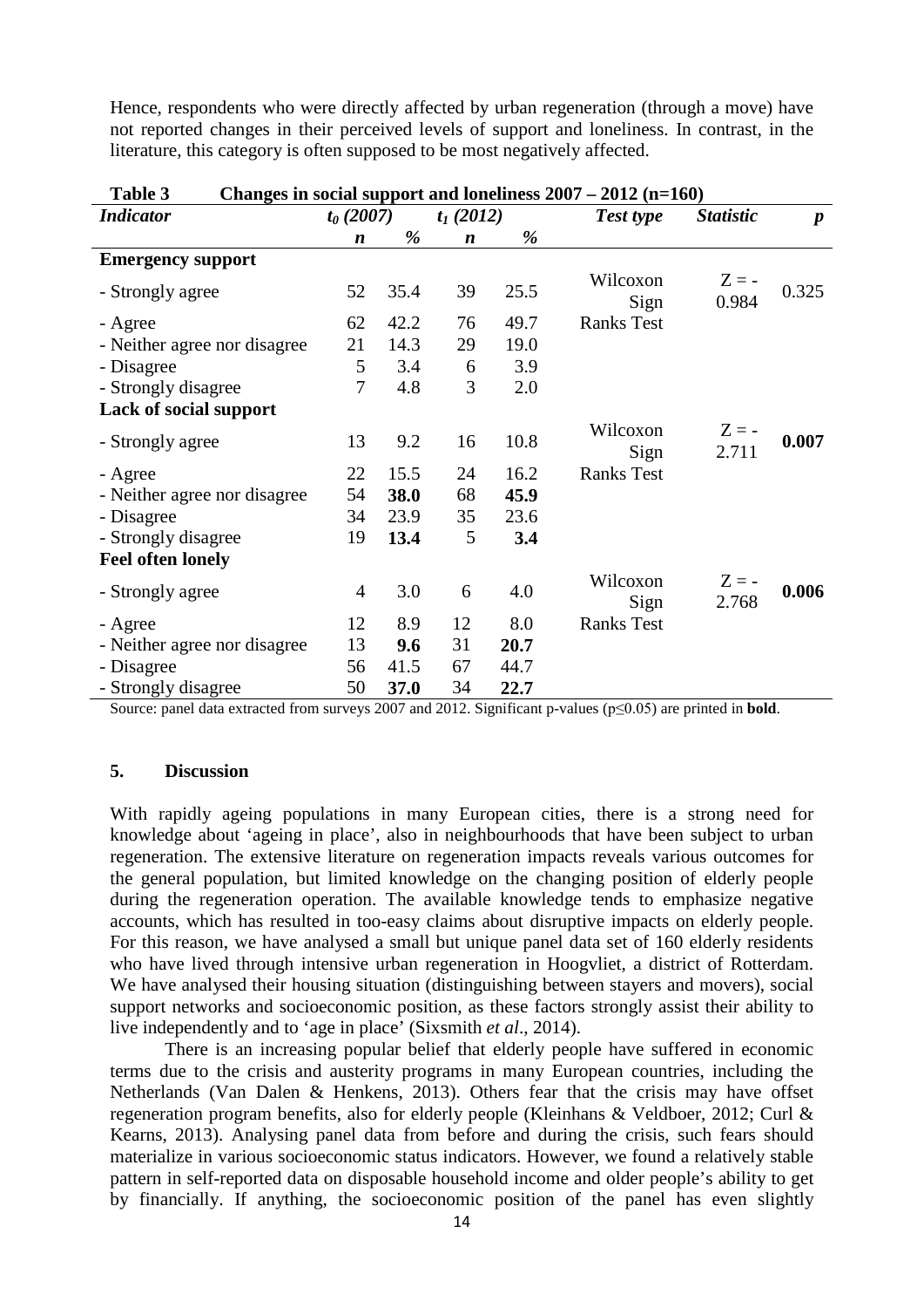Hence, respondents who were directly affected by urban regeneration (through a move) have not reported changes in their perceived levels of support and loneliness. In contrast, in the literature, this category is often supposed to be most negatively affected.

**Table 3 Changes in social support and loneliness 2007 – 2012 (n=160)**

| *Indicator* | $t_0$ *(2007)* | | $t_1$ *(2012)* | | *Test type* | *Statistic* | *p* |
|---|---|---|---|---|---|---|---|
| | *n* | *%* | *n* | *%* | | | |
| **Emergency support** | | | | | | | |
| - Strongly agree | 52 | 35.4 | 39 | 25.5 | Wilcoxon Sign | Z = -0.984 | 0.325 |
| - Agree | 62 | 42.2 | 76 | 49.7 | Ranks Test | | |
| - Neither agree nor disagree | 21 | 14.3 | 29 | 19.0 | | | |
| - Disagree | 5 | 3.4 | 6 | 3.9 | | | |
| - Strongly disagree | 7 | 4.8 | 3 | 2.0 | | | |
| **Lack of social support** | | | | | | | |
| - Strongly agree | 13 | 9.2 | 16 | 10.8 | Wilcoxon Sign | Z = -2.711 | **0.007** |
| - Agree | 22 | 15.5 | 24 | 16.2 | Ranks Test | | |
| - Neither agree nor disagree | 54 | **38.0** | 68 | **45.9** | | | |
| - Disagree | 34 | 23.9 | 35 | 23.6 | | | |
| - Strongly disagree | 19 | **13.4** | 5 | **3.4** | | | |
| **Feel often lonely** | | | | | | | |
| - Strongly agree | 4 | 3.0 | 6 | 4.0 | Wilcoxon Sign | Z = -2.768 | **0.006** |
| - Agree | 12 | 8.9 | 12 | 8.0 | Ranks Test | | |
| - Neither agree nor disagree | 13 | **9.6** | 31 | **20.7** | | | |
| - Disagree | 56 | 41.5 | 67 | 44.7 | | | |
| - Strongly disagree | 50 | **37.0** | 34 | **22.7** | | | |

Source: panel data extracted from surveys 2007 and 2012. Significant p-values ($p \leq 0.05$) are printed in **bold**.

## 5. Discussion

With rapidly ageing populations in many European cities, there is a strong need for knowledge about 'ageing in place', also in neighbourhoods that have been subject to urban regeneration. The extensive literature on regeneration impacts reveals various outcomes for the general population, but limited knowledge on the changing position of elderly people during the regeneration operation. The available knowledge tends to emphasize negative accounts, which has resulted in too-easy claims about disruptive impacts on elderly people. For this reason, we have analysed a small but unique panel data set of 160 elderly residents who have lived through intensive urban regeneration in Hoogvliet, a district of Rotterdam. We have analysed their housing situation (distinguishing between stayers and movers), social support networks and socioeconomic position, as these factors strongly assist their ability to live independently and to 'age in place' (Sixsmith *et al*., 2014).

There is an increasing popular belief that elderly people have suffered in economic terms due to the crisis and austerity programs in many European countries, including the Netherlands (Van Dalen & Henkens, 2013). Others fear that the crisis may have offset regeneration program benefits, also for elderly people (Kleinhans & Veldboer, 2012; Curl & Kearns, 2013). Analysing panel data from before and during the crisis, such fears should materialize in various socioeconomic status indicators. However, we found a relatively stable pattern in self-reported data on disposable household income and older people's ability to get by financially. If anything, the socioeconomic position of the panel has even slightly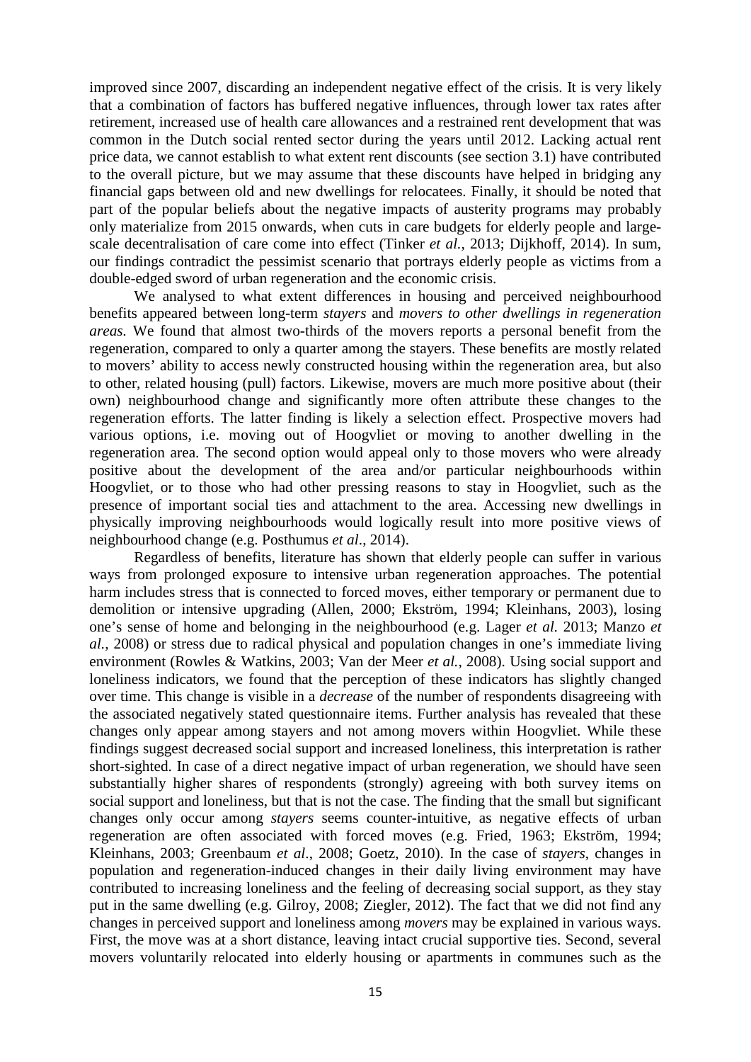improved since 2007, discarding an independent negative effect of the crisis. It is very likely that a combination of factors has buffered negative influences, through lower tax rates after retirement, increased use of health care allowances and a restrained rent development that was common in the Dutch social rented sector during the years until 2012. Lacking actual rent price data, we cannot establish to what extent rent discounts (see section 3.1) have contributed to the overall picture, but we may assume that these discounts have helped in bridging any financial gaps between old and new dwellings for relocatees. Finally, it should be noted that part of the popular beliefs about the negative impacts of austerity programs may probably only materialize from 2015 onwards, when cuts in care budgets for elderly people and large-scale decentralisation of care come into effect (Tinker *et al.*, 2013; Dijkhoff, 2014). In sum, our findings contradict the pessimist scenario that portrays elderly people as victims from a double-edged sword of urban regeneration and the economic crisis.

We analysed to what extent differences in housing and perceived neighbourhood benefits appeared between long-term *stayers* and *movers to other dwellings in regeneration areas.* We found that almost two-thirds of the movers reports a personal benefit from the regeneration, compared to only a quarter among the stayers. These benefits are mostly related to movers' ability to access newly constructed housing within the regeneration area, but also to other, related housing (pull) factors. Likewise, movers are much more positive about (their own) neighbourhood change and significantly more often attribute these changes to the regeneration efforts. The latter finding is likely a selection effect. Prospective movers had various options, i.e. moving out of Hoogvliet or moving to another dwelling in the regeneration area. The second option would appeal only to those movers who were already positive about the development of the area and/or particular neighbourhoods within Hoogvliet, or to those who had other pressing reasons to stay in Hoogvliet, such as the presence of important social ties and attachment to the area. Accessing new dwellings in physically improving neighbourhoods would logically result into more positive views of neighbourhood change (e.g. Posthumus *et al*., 2014).

Regardless of benefits, literature has shown that elderly people can suffer in various ways from prolonged exposure to intensive urban regeneration approaches. The potential harm includes stress that is connected to forced moves, either temporary or permanent due to demolition or intensive upgrading (Allen, 2000; Ekström, 1994; Kleinhans, 2003), losing one's sense of home and belonging in the neighbourhood (e.g. Lager *et al.* 2013; Manzo *et al.*, 2008) or stress due to radical physical and population changes in one's immediate living environment (Rowles & Watkins, 2003; Van der Meer *et al.*, 2008). Using social support and loneliness indicators, we found that the perception of these indicators has slightly changed over time. This change is visible in a *decrease* of the number of respondents disagreeing with the associated negatively stated questionnaire items. Further analysis has revealed that these changes only appear among stayers and not among movers within Hoogvliet. While these findings suggest decreased social support and increased loneliness, this interpretation is rather short-sighted. In case of a direct negative impact of urban regeneration, we should have seen substantially higher shares of respondents (strongly) agreeing with both survey items on social support and loneliness, but that is not the case. The finding that the small but significant changes only occur among *stayers* seems counter-intuitive, as negative effects of urban regeneration are often associated with forced moves (e.g. Fried, 1963; Ekström, 1994; Kleinhans, 2003; Greenbaum *et al*., 2008; Goetz, 2010). In the case of *stayers*, changes in population and regeneration-induced changes in their daily living environment may have contributed to increasing loneliness and the feeling of decreasing social support, as they stay put in the same dwelling (e.g. Gilroy, 2008; Ziegler, 2012). The fact that we did not find any changes in perceived support and loneliness among *movers* may be explained in various ways. First, the move was at a short distance, leaving intact crucial supportive ties. Second, several movers voluntarily relocated into elderly housing or apartments in communes such as the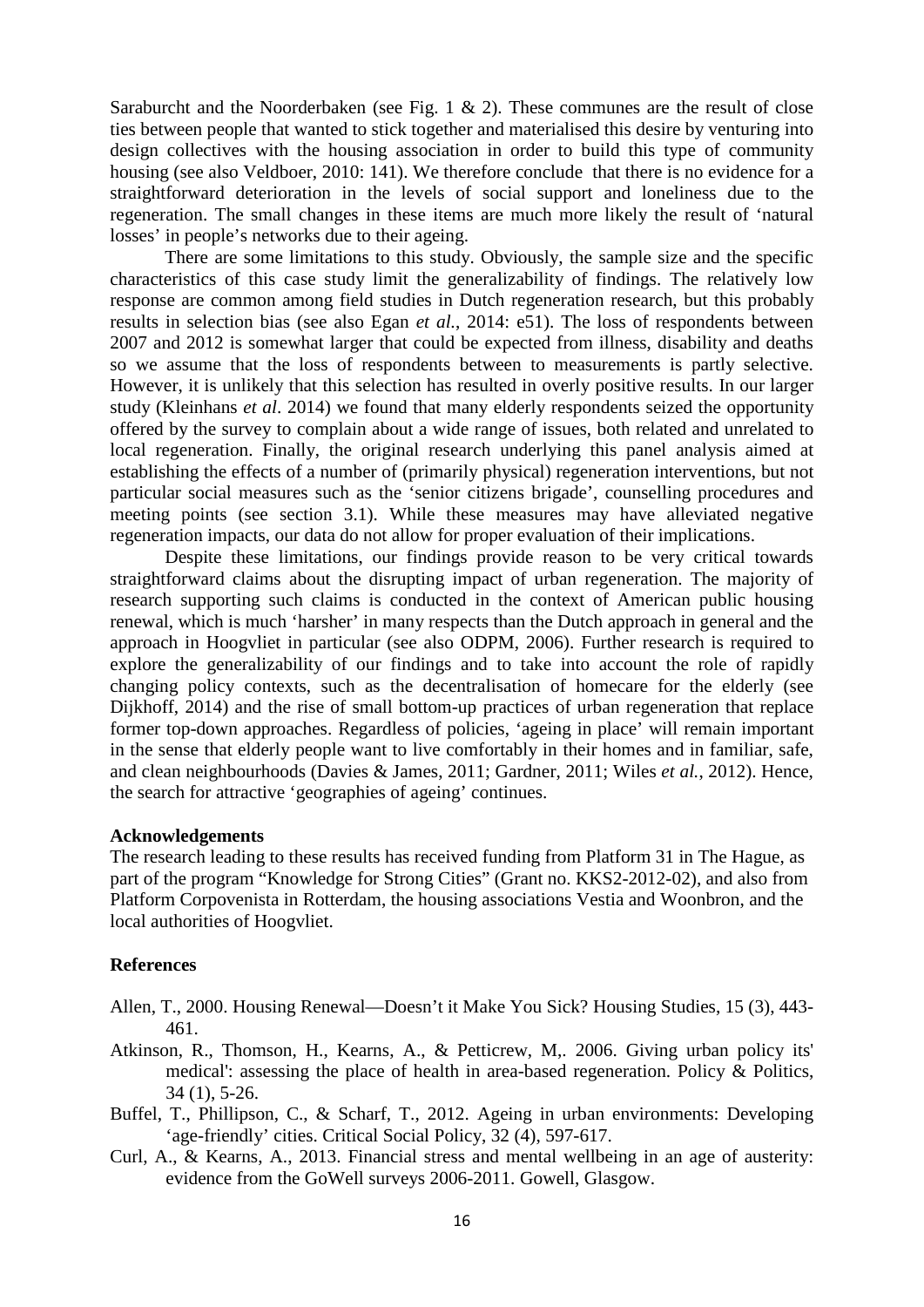Saraburcht and the Noorderbaken (see Fig. 1 & 2). These communes are the result of close ties between people that wanted to stick together and materialised this desire by venturing into design collectives with the housing association in order to build this type of community housing (see also Veldboer, 2010: 141). We therefore conclude that there is no evidence for a straightforward deterioration in the levels of social support and loneliness due to the regeneration. The small changes in these items are much more likely the result of 'natural losses' in people's networks due to their ageing.

There are some limitations to this study. Obviously, the sample size and the specific characteristics of this case study limit the generalizability of findings. The relatively low response are common among field studies in Dutch regeneration research, but this probably results in selection bias (see also Egan *et al.*, 2014: e51). The loss of respondents between 2007 and 2012 is somewhat larger that could be expected from illness, disability and deaths so we assume that the loss of respondents between to measurements is partly selective. However, it is unlikely that this selection has resulted in overly positive results. In our larger study (Kleinhans *et al*. 2014) we found that many elderly respondents seized the opportunity offered by the survey to complain about a wide range of issues, both related and unrelated to local regeneration. Finally, the original research underlying this panel analysis aimed at establishing the effects of a number of (primarily physical) regeneration interventions, but not particular social measures such as the 'senior citizens brigade', counselling procedures and meeting points (see section 3.1). While these measures may have alleviated negative regeneration impacts, our data do not allow for proper evaluation of their implications.

Despite these limitations, our findings provide reason to be very critical towards straightforward claims about the disrupting impact of urban regeneration. The majority of research supporting such claims is conducted in the context of American public housing renewal, which is much 'harsher' in many respects than the Dutch approach in general and the approach in Hoogvliet in particular (see also ODPM, 2006). Further research is required to explore the generalizability of our findings and to take into account the role of rapidly changing policy contexts, such as the decentralisation of homecare for the elderly (see Dijkhoff, 2014) and the rise of small bottom-up practices of urban regeneration that replace former top-down approaches. Regardless of policies, 'ageing in place' will remain important in the sense that elderly people want to live comfortably in their homes and in familiar, safe, and clean neighbourhoods (Davies & James, 2011; Gardner, 2011; Wiles *et al.*, 2012). Hence, the search for attractive 'geographies of ageing' continues.

**Acknowledgements**

The research leading to these results has received funding from Platform 31 in The Hague, as part of the program "Knowledge for Strong Cities" (Grant no. KKS2-2012-02), and also from Platform Corpovenista in Rotterdam, the housing associations Vestia and Woonbron, and the local authorities of Hoogvliet.

**References**

Allen, T., 2000. Housing Renewal—Doesn't it Make You Sick? Housing Studies, 15 (3), 443-461.

Atkinson, R., Thomson, H., Kearns, A., & Petticrew, M,. 2006. Giving urban policy its' medical': assessing the place of health in area-based regeneration. Policy & Politics, 34 (1), 5-26.

Buffel, T., Phillipson, C., & Scharf, T., 2012. Ageing in urban environments: Developing 'age-friendly' cities. Critical Social Policy, 32 (4), 597-617.

Curl, A., & Kearns, A., 2013. Financial stress and mental wellbeing in an age of austerity: evidence from the GoWell surveys 2006-2011. Gowell, Glasgow.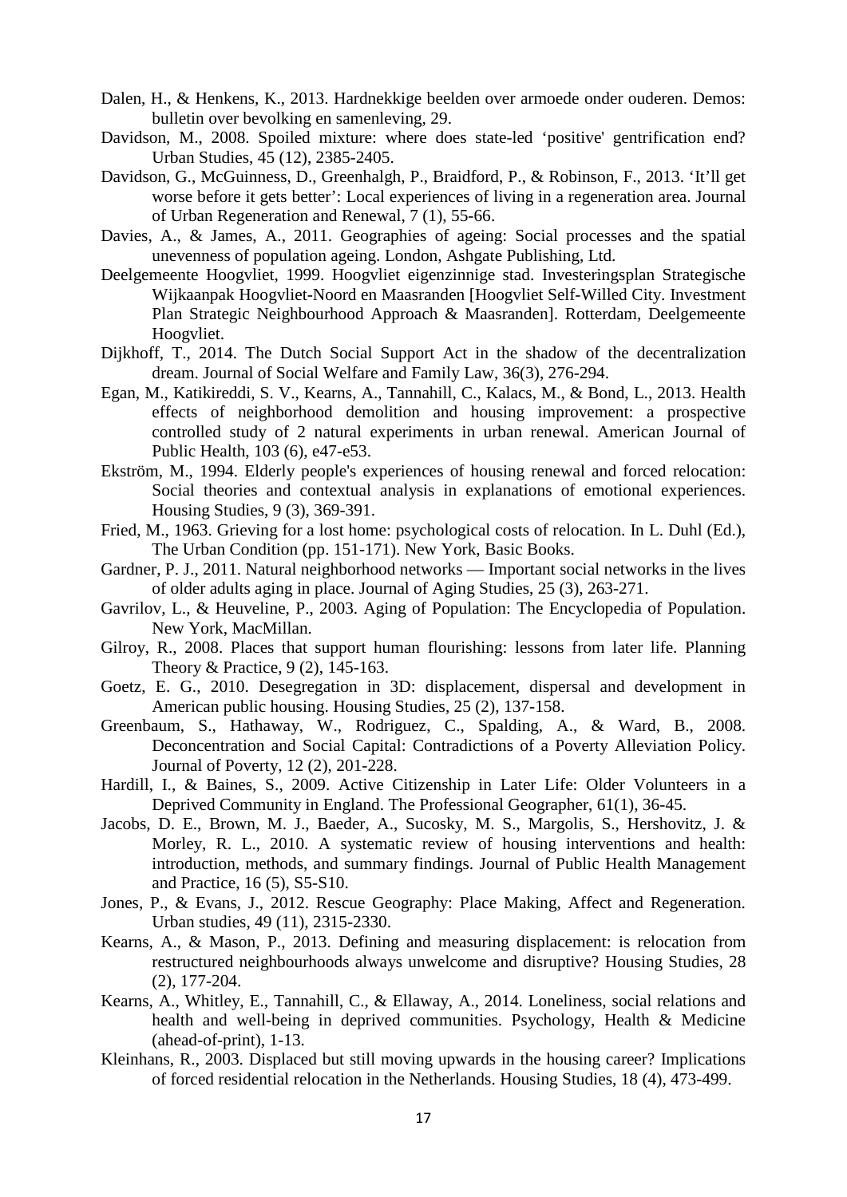Dalen, H., & Henkens, K., 2013. Hardnekkige beelden over armoede onder ouderen. Demos: bulletin over bevolking en samenleving, 29.

Davidson, M., 2008. Spoiled mixture: where does state-led 'positive' gentrification end? Urban Studies, 45 (12), 2385-2405.

Davidson, G., McGuinness, D., Greenhalgh, P., Braidford, P., & Robinson, F., 2013. 'It'll get worse before it gets better': Local experiences of living in a regeneration area. Journal of Urban Regeneration and Renewal, 7 (1), 55-66.

Davies, A., & James, A., 2011. Geographies of ageing: Social processes and the spatial unevenness of population ageing. London, Ashgate Publishing, Ltd.

Deelgemeente Hoogvliet, 1999. Hoogvliet eigenzinnige stad. Investeringsplan Strategische Wijkaanpak Hoogvliet-Noord en Maasranden [Hoogvliet Self-Willed City. Investment Plan Strategic Neighbourhood Approach & Maasranden]. Rotterdam, Deelgemeente Hoogvliet.

Dijkhoff, T., 2014. The Dutch Social Support Act in the shadow of the decentralization dream. Journal of Social Welfare and Family Law, 36(3), 276-294.

Egan, M., Katikireddi, S. V., Kearns, A., Tannahill, C., Kalacs, M., & Bond, L., 2013. Health effects of neighborhood demolition and housing improvement: a prospective controlled study of 2 natural experiments in urban renewal. American Journal of Public Health, 103 (6), e47-e53.

Ekström, M., 1994. Elderly people's experiences of housing renewal and forced relocation: Social theories and contextual analysis in explanations of emotional experiences. Housing Studies, 9 (3), 369-391.

Fried, M., 1963. Grieving for a lost home: psychological costs of relocation. In L. Duhl (Ed.), The Urban Condition (pp. 151-171). New York, Basic Books.

Gardner, P. J., 2011. Natural neighborhood networks — Important social networks in the lives of older adults aging in place. Journal of Aging Studies, 25 (3), 263-271.

Gavrilov, L., & Heuveline, P., 2003. Aging of Population: The Encyclopedia of Population. New York, MacMillan.

Gilroy, R., 2008. Places that support human flourishing: lessons from later life. Planning Theory & Practice, 9 (2), 145-163.

Goetz, E. G., 2010. Desegregation in 3D: displacement, dispersal and development in American public housing. Housing Studies, 25 (2), 137-158.

Greenbaum, S., Hathaway, W., Rodriguez, C., Spalding, A., & Ward, B., 2008. Deconcentration and Social Capital: Contradictions of a Poverty Alleviation Policy. Journal of Poverty, 12 (2), 201-228.

Hardill, I., & Baines, S., 2009. Active Citizenship in Later Life: Older Volunteers in a Deprived Community in England. The Professional Geographer, 61(1), 36-45.

Jacobs, D. E., Brown, M. J., Baeder, A., Sucosky, M. S., Margolis, S., Hershovitz, J. & Morley, R. L., 2010. A systematic review of housing interventions and health: introduction, methods, and summary findings. Journal of Public Health Management and Practice, 16 (5), S5-S10.

Jones, P., & Evans, J., 2012. Rescue Geography: Place Making, Affect and Regeneration. Urban studies, 49 (11), 2315-2330.

Kearns, A., & Mason, P., 2013. Defining and measuring displacement: is relocation from restructured neighbourhoods always unwelcome and disruptive? Housing Studies, 28 (2), 177-204.

Kearns, A., Whitley, E., Tannahill, C., & Ellaway, A., 2014. Loneliness, social relations and health and well-being in deprived communities. Psychology, Health & Medicine (ahead-of-print), 1-13.

Kleinhans, R., 2003. Displaced but still moving upwards in the housing career? Implications of forced residential relocation in the Netherlands. Housing Studies, 18 (4), 473-499.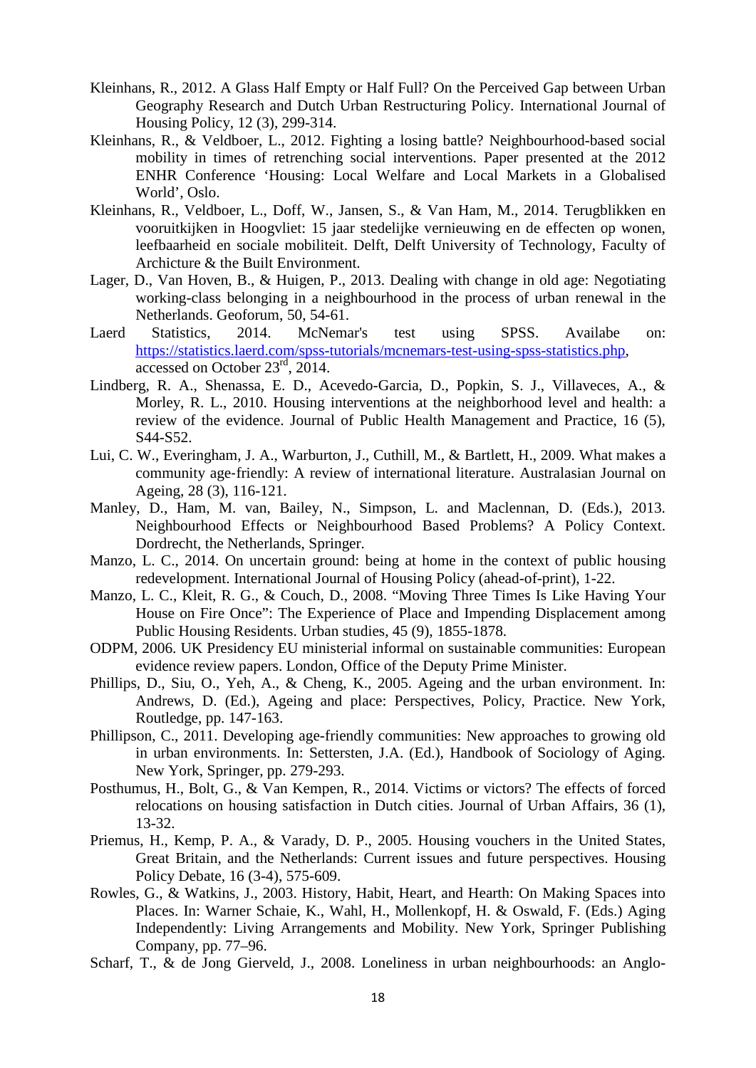Kleinhans, R., 2012. A Glass Half Empty or Half Full? On the Perceived Gap between Urban Geography Research and Dutch Urban Restructuring Policy. International Journal of Housing Policy, 12 (3), 299-314.

Kleinhans, R., & Veldboer, L., 2012. Fighting a losing battle? Neighbourhood-based social mobility in times of retrenching social interventions. Paper presented at the 2012 ENHR Conference 'Housing: Local Welfare and Local Markets in a Globalised World', Oslo.

Kleinhans, R., Veldboer, L., Doff, W., Jansen, S., & Van Ham, M., 2014. Terugblikken en vooruitkijken in Hoogvliet: 15 jaar stedelijke vernieuwing en de effecten op wonen, leefbaarheid en sociale mobiliteit. Delft, Delft University of Technology, Faculty of Archicture & the Built Environment.

Lager, D., Van Hoven, B., & Huigen, P., 2013. Dealing with change in old age: Negotiating working-class belonging in a neighbourhood in the process of urban renewal in the Netherlands. Geoforum, 50, 54-61.

Laerd Statistics, 2014. McNemar's test using SPSS. Availabe on: https://statistics.laerd.com/spss-tutorials/mcnemars-test-using-spss-statistics.php, accessed on October 23rd, 2014.

Lindberg, R. A., Shenassa, E. D., Acevedo-Garcia, D., Popkin, S. J., Villaveces, A., & Morley, R. L., 2010. Housing interventions at the neighborhood level and health: a review of the evidence. Journal of Public Health Management and Practice, 16 (5), S44-S52.

Lui, C. W., Everingham, J. A., Warburton, J., Cuthill, M., & Bartlett, H., 2009. What makes a community age-friendly: A review of international literature. Australasian Journal on Ageing, 28 (3), 116-121.

Manley, D., Ham, M. van, Bailey, N., Simpson, L. and Maclennan, D. (Eds.), 2013. Neighbourhood Effects or Neighbourhood Based Problems? A Policy Context. Dordrecht, the Netherlands, Springer.

Manzo, L. C., 2014. On uncertain ground: being at home in the context of public housing redevelopment. International Journal of Housing Policy (ahead-of-print), 1-22.

Manzo, L. C., Kleit, R. G., & Couch, D., 2008. "Moving Three Times Is Like Having Your House on Fire Once": The Experience of Place and Impending Displacement among Public Housing Residents. Urban studies, 45 (9), 1855-1878.

ODPM, 2006. UK Presidency EU ministerial informal on sustainable communities: European evidence review papers. London, Office of the Deputy Prime Minister.

Phillips, D., Siu, O., Yeh, A., & Cheng, K., 2005. Ageing and the urban environment. In: Andrews, D. (Ed.), Ageing and place: Perspectives, Policy, Practice. New York, Routledge, pp. 147-163.

Phillipson, C., 2011. Developing age-friendly communities: New approaches to growing old in urban environments. In: Settersten, J.A. (Ed.), Handbook of Sociology of Aging. New York, Springer, pp. 279-293.

Posthumus, H., Bolt, G., & Van Kempen, R., 2014. Victims or victors? The effects of forced relocations on housing satisfaction in Dutch cities. Journal of Urban Affairs, 36 (1), 13-32.

Priemus, H., Kemp, P. A., & Varady, D. P., 2005. Housing vouchers in the United States, Great Britain, and the Netherlands: Current issues and future perspectives. Housing Policy Debate, 16 (3-4), 575-609.

Rowles, G., & Watkins, J., 2003. History, Habit, Heart, and Hearth: On Making Spaces into Places. In: Warner Schaie, K., Wahl, H., Mollenkopf, H. & Oswald, F. (Eds.) Aging Independently: Living Arrangements and Mobility. New York, Springer Publishing Company, pp. 77–96.

Scharf, T., & de Jong Gierveld, J., 2008. Loneliness in urban neighbourhoods: an Anglo-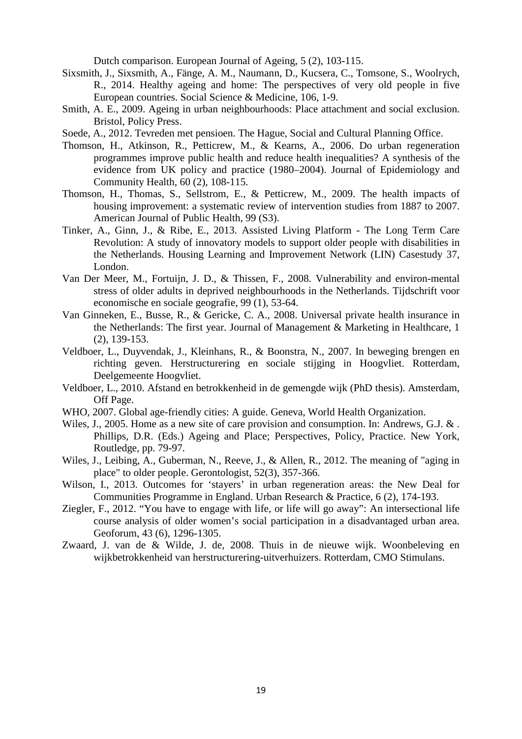Dutch comparison. European Journal of Ageing, 5 (2), 103-115.

Sixsmith, J., Sixsmith, A., Fänge, A. M., Naumann, D., Kucsera, C., Tomsone, S., Woolrych, R., 2014. Healthy ageing and home: The perspectives of very old people in five European countries. Social Science & Medicine, 106, 1-9.

Smith, A. E., 2009. Ageing in urban neighbourhoods: Place attachment and social exclusion. Bristol, Policy Press.

Soede, A., 2012. Tevreden met pensioen. The Hague, Social and Cultural Planning Office.

Thomson, H., Atkinson, R., Petticrew, M., & Kearns, A., 2006. Do urban regeneration programmes improve public health and reduce health inequalities? A synthesis of the evidence from UK policy and practice (1980–2004). Journal of Epidemiology and Community Health, 60 (2), 108-115.

Thomson, H., Thomas, S., Sellstrom, E., & Petticrew, M., 2009. The health impacts of housing improvement: a systematic review of intervention studies from 1887 to 2007. American Journal of Public Health, 99 (S3).

Tinker, A., Ginn, J., & Ribe, E., 2013. Assisted Living Platform - The Long Term Care Revolution: A study of innovatory models to support older people with disabilities in the Netherlands. Housing Learning and Improvement Network (LIN) Casestudy 37, London.

Van Der Meer, M., Fortuijn, J. D., & Thissen, F., 2008. Vulnerability and environ-mental stress of older adults in deprived neighbourhoods in the Netherlands. Tijdschrift voor economische en sociale geografie, 99 (1), 53-64.

Van Ginneken, E., Busse, R., & Gericke, C. A., 2008. Universal private health insurance in the Netherlands: The first year. Journal of Management & Marketing in Healthcare, 1 (2), 139-153.

Veldboer, L., Duyvendak, J., Kleinhans, R., & Boonstra, N., 2007. In beweging brengen en richting geven. Herstructurering en sociale stijging in Hoogvliet. Rotterdam, Deelgemeente Hoogvliet.

Veldboer, L., 2010. Afstand en betrokkenheid in de gemengde wijk (PhD thesis). Amsterdam, Off Page.

WHO, 2007. Global age-friendly cities: A guide. Geneva, World Health Organization.

Wiles, J., 2005. Home as a new site of care provision and consumption. In: Andrews, G.J. & . Phillips, D.R. (Eds.) Ageing and Place; Perspectives, Policy, Practice. New York, Routledge, pp. 79-97.

Wiles, J., Leibing, A., Guberman, N., Reeve, J., & Allen, R., 2012. The meaning of "aging in place" to older people. Gerontologist, 52(3), 357-366.

Wilson, I., 2013. Outcomes for 'stayers' in urban regeneration areas: the New Deal for Communities Programme in England. Urban Research & Practice, 6 (2), 174-193.

Ziegler, F., 2012. "You have to engage with life, or life will go away": An intersectional life course analysis of older women's social participation in a disadvantaged urban area. Geoforum, 43 (6), 1296-1305.

Zwaard, J. van de & Wilde, J. de, 2008. Thuis in de nieuwe wijk. Woonbeleving en wijkbetrokkenheid van herstructurering-uitverhuizers. Rotterdam, CMO Stimulans.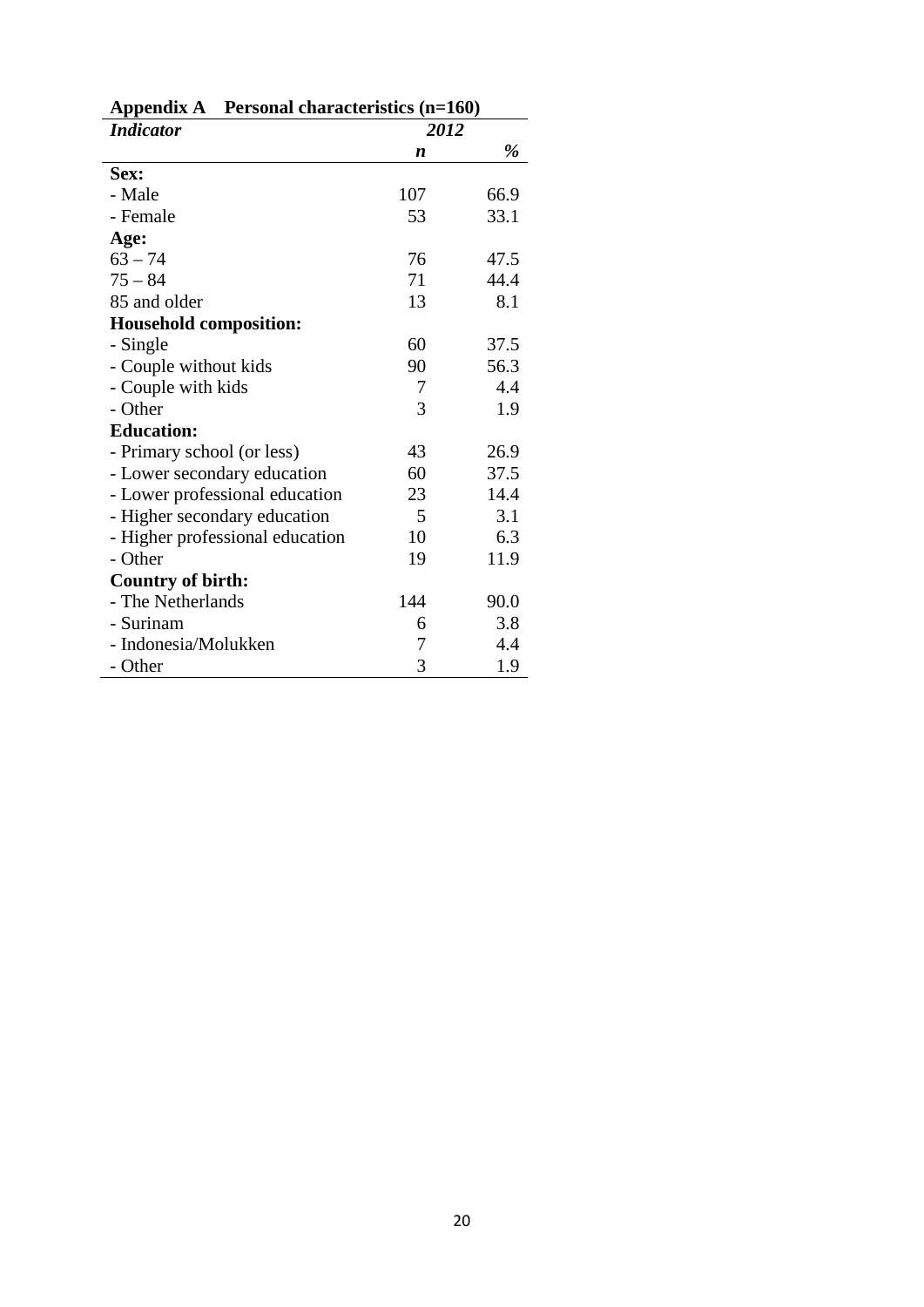**Appendix A Personal characteristics (n=160)**

| *Indicator* | *2012* | |
|---|---|---|
| | ***n*** | ***%*** |
| **Sex:** | | |
| - Male | 107 | 66.9 |
| - Female | 53 | 33.1 |
| **Age:** | | |
| 63 – 74 | 76 | 47.5 |
| 75 – 84 | 71 | 44.4 |
| 85 and older | 13 | 8.1 |
| **Household composition:** | | |
| - Single | 60 | 37.5 |
| - Couple without kids | 90 | 56.3 |
| - Couple with kids | 7 | 4.4 |
| - Other | 3 | 1.9 |
| **Education:** | | |
| - Primary school (or less) | 43 | 26.9 |
| - Lower secondary education | 60 | 37.5 |
| - Lower professional education | 23 | 14.4 |
| - Higher secondary education | 5 | 3.1 |
| - Higher professional education | 10 | 6.3 |
| - Other | 19 | 11.9 |
| **Country of birth:** | | |
| - The Netherlands | 144 | 90.0 |
| - Surinam | 6 | 3.8 |
| - Indonesia/Molukken | 7 | 4.4 |
| - Other | 3 | 1.9 |